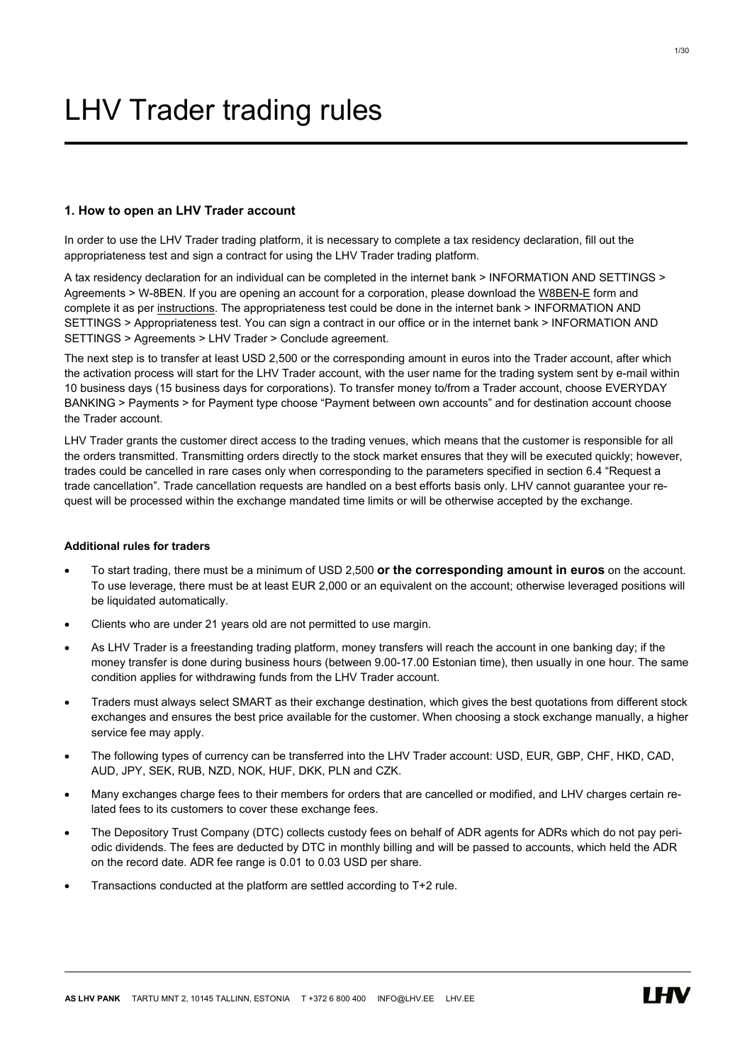# LHV Trader trading rules

### 1. How to open an LHV Trader account

In order to use the LHV Trader trading platform, it is necessary to complete a tax residency declaration, fill out the appropriateness test and sign a contract for using the LHV Trader trading platform.

A tax residency declaration for an individual can be completed in the internet bank > INFORMATION AND SETTINGS > Agreements > W-8BEN. If you are opening an account for a corporation, please download the W8BEN-E form and complete it as per instructions. The appropriateness test could be done in the internet bank > INFORMATION AND SETTINGS > Appropriateness test. You can sign a contract in our office or in the internet bank > INFORMATION AND SETTINGS > Agreements > LHV Trader > Conclude agreement.

The next step is to transfer at least USD 2,500 or the corresponding amount in euros into the Trader account, after which the activation process will start for the LHV Trader account, with the user name for the trading system sent by e-mail within 10 business days (15 business days for corporations). To transfer money to/from a Trader account, choose EVERYDAY BANKING > Payments > for Payment type choose "Payment between own accounts" and for destination account choose the Trader account.

LHV Trader grants the customer direct access to the trading venues, which means that the customer is responsible for all the orders transmitted. Transmitting orders directly to the stock market ensures that they will be executed quickly; however, trades could be cancelled in rare cases only when corresponding to the parameters specified in section 6.4 "Request a trade cancellation". Trade cancellation requests are handled on a best efforts basis only. LHV cannot guarantee your request will be processed within the exchange mandated time limits or will be otherwise accepted by the exchange.

#### Additional rules for traders

- To start trading, there must be a minimum of USD 2,500 **or the corresponding amount in euros** on the account. To use leverage, there must be at least EUR 2,000 or an equivalent on the account; otherwise leveraged positions will be liquidated automatically.
- Clients who are under 21 years old are not permitted to use margin.
- As LHV Trader is a freestanding trading platform, money transfers will reach the account in one banking day; if the money transfer is done during business hours (between 9.00-17.00 Estonian time), then usually in one hour. The same condition applies for withdrawing funds from the LHV Trader account.
- Traders must always select SMART as their exchange destination, which gives the best quotations from different stock exchanges and ensures the best price available for the customer. When choosing a stock exchange manually, a higher service fee may apply.
- The following types of currency can be transferred into the LHV Trader account: USD, EUR, GBP, CHF, HKD, CAD, AUD, JPY, SEK, RUB, NZD, NOK, HUF, DKK, PLN and CZK.
- Many exchanges charge fees to their members for orders that are cancelled or modified, and LHV charges certain related fees to its customers to cover these exchange fees.
- The Depository Trust Company (DTC) collects custody fees on behalf of ADR agents for ADRs which do not pay periodic dividends. The fees are deducted by DTC in monthly billing and will be passed to accounts, which held the ADR on the record date. ADR fee range is 0.01 to 0.03 USD per share.
- Transactions conducted at the platform are settled according to T+2 rule.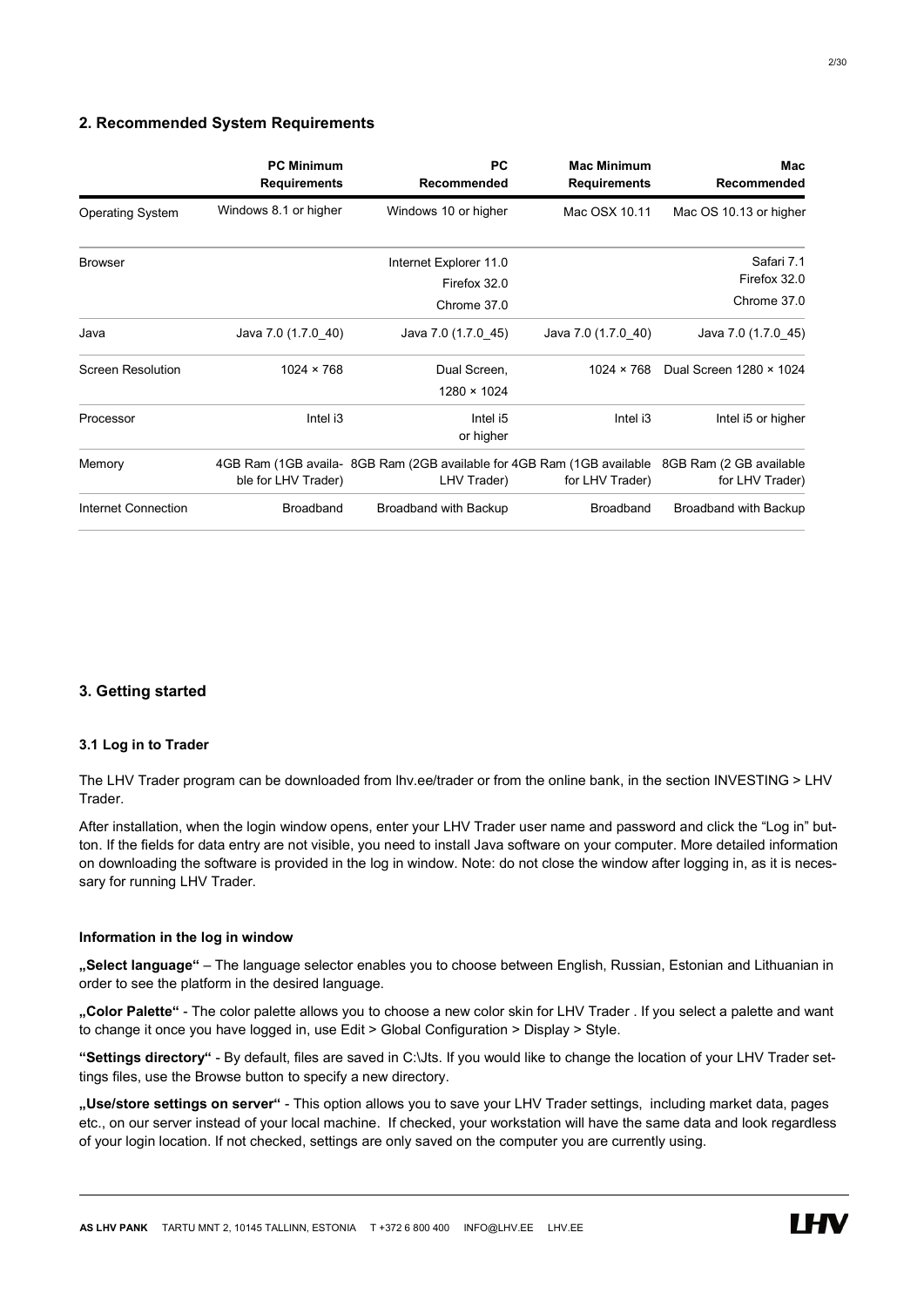## 2. Recommended System Requirements

| | PC Minimum Requirements | PC Recommended | Mac Minimum Requirements | Mac Recommended |
|---|---|---|---|---|
| Operating System | Windows 8.1 or higher | Windows 10 or higher | Mac OSX 10.11 | Mac OS 10.13 or higher |
| Browser | | Internet Explorer 11.0<br>Firefox 32.0<br>Chrome 37.0 | | Safari 7.1<br>Firefox 32.0<br>Chrome 37.0 |
| Java | Java 7.0 (1.7.0_40) | Java 7.0 (1.7.0_45) | Java 7.0 (1.7.0_40) | Java 7.0 (1.7.0_45) |
| Screen Resolution | 1024 × 768 | Dual Screen, 1280 × 1024 | 1024 × 768 | Dual Screen 1280 × 1024 |
| Processor | Intel i3 | Intel i5 or higher | Intel i3 | Intel i5 or higher |
| Memory | 4GB Ram (1GB available for LHV Trader) | 8GB Ram (2GB available for LHV Trader) | 4GB Ram (1GB available for LHV Trader) | 8GB Ram (2 GB available for LHV Trader) |
| Internet Connection | Broadband | Broadband with Backup | Broadband | Broadband with Backup |

## 3. Getting started

### 3.1 Log in to Trader

The LHV Trader program can be downloaded from lhv.ee/trader or from the online bank, in the section INVESTING > LHV Trader.

After installation, when the login window opens, enter your LHV Trader user name and password and click the "Log in" button. If the fields for data entry are not visible, you need to install Java software on your computer. More detailed information on downloading the software is provided in the log in window. Note: do not close the window after logging in, as it is necessary for running LHV Trader.

#### Information in the log in window

**„Select language"** – The language selector enables you to choose between English, Russian, Estonian and Lithuanian in order to see the platform in the desired language.

**„Color Palette"** - The color palette allows you to choose a new color skin for LHV Trader . If you select a palette and want to change it once you have logged in, use Edit > Global Configuration > Display > Style.

**"Settings directory"** - By default, files are saved in C:\Jts. If you would like to change the location of your LHV Trader settings files, use the Browse button to specify a new directory.

**„Use/store settings on server"** - This option allows you to save your LHV Trader settings, including market data, pages etc., on our server instead of your local machine. If checked, your workstation will have the same data and look regardless of your login location. If not checked, settings are only saved on the computer you are currently using.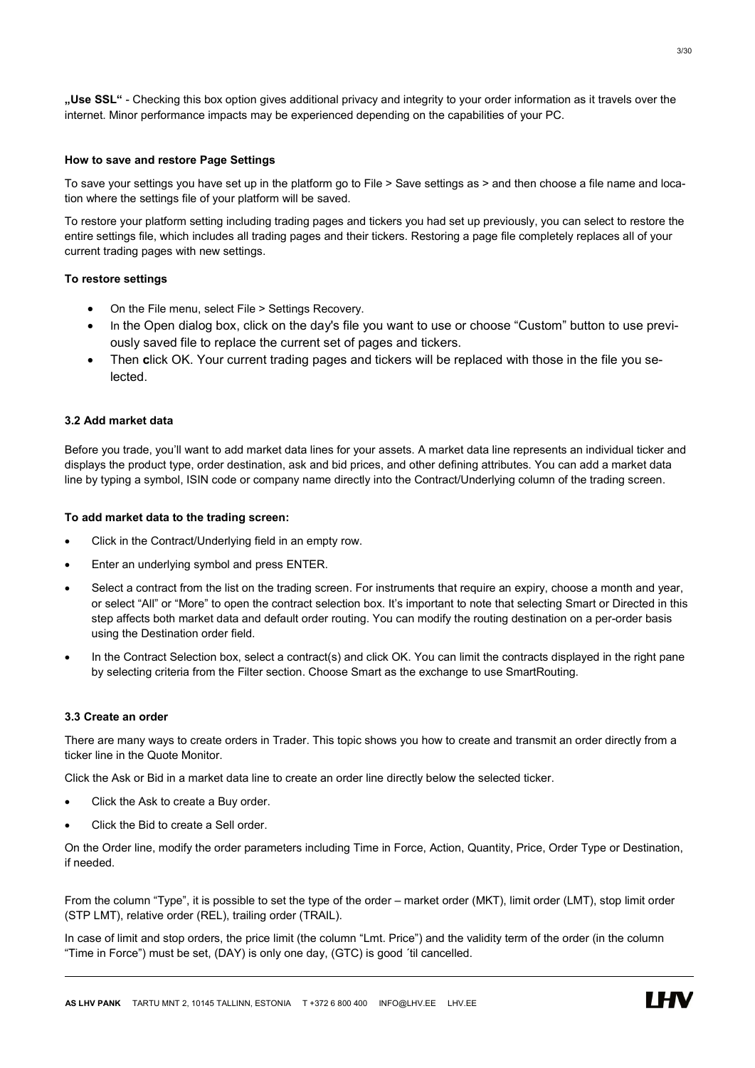**„Use SSL“** - Checking this box option gives additional privacy and integrity to your order information as it travels over the internet. Minor performance impacts may be experienced depending on the capabilities of your PC.

**How to save and restore Page Settings**

To save your settings you have set up in the platform go to File > Save settings as > and then choose a file name and location where the settings file of your platform will be saved.

To restore your platform setting including trading pages and tickers you had set up previously, you can select to restore the entire settings file, which includes all trading pages and their tickers. Restoring a page file completely replaces all of your current trading pages with new settings.

**To restore settings**

- On the File menu, select File > Settings Recovery.
- In the Open dialog box, click on the day's file you want to use or choose “Custom” button to use previously saved file to replace the current set of pages and tickers.
- Then **c**lick OK. Your current trading pages and tickers will be replaced with those in the file you selected.

**3.2 Add market data**

Before you trade, you’ll want to add market data lines for your assets. A market data line represents an individual ticker and displays the product type, order destination, ask and bid prices, and other defining attributes. You can add a market data line by typing a symbol, ISIN code or company name directly into the Contract/Underlying column of the trading screen.

**To add market data to the trading screen:**

- Click in the Contract/Underlying field in an empty row.
- Enter an underlying symbol and press ENTER.
- Select a contract from the list on the trading screen. For instruments that require an expiry, choose a month and year, or select “All” or “More” to open the contract selection box. It’s important to note that selecting Smart or Directed in this step affects both market data and default order routing. You can modify the routing destination on a per-order basis using the Destination order field.
- In the Contract Selection box, select a contract(s) and click OK. You can limit the contracts displayed in the right pane by selecting criteria from the Filter section. Choose Smart as the exchange to use SmartRouting.

**3.3 Create an order**

There are many ways to create orders in Trader. This topic shows you how to create and transmit an order directly from a ticker line in the Quote Monitor.

Click the Ask or Bid in a market data line to create an order line directly below the selected ticker.

- Click the Ask to create a Buy order.
- Click the Bid to create a Sell order.

On the Order line, modify the order parameters including Time in Force, Action, Quantity, Price, Order Type or Destination, if needed.

From the column “Type”, it is possible to set the type of the order – market order (MKT), limit order (LMT), stop limit order (STP LMT), relative order (REL), trailing order (TRAIL).

In case of limit and stop orders, the price limit (the column “Lmt. Price”) and the validity term of the order (in the column “Time in Force”) must be set, (DAY) is only one day, (GTC) is good ´til cancelled.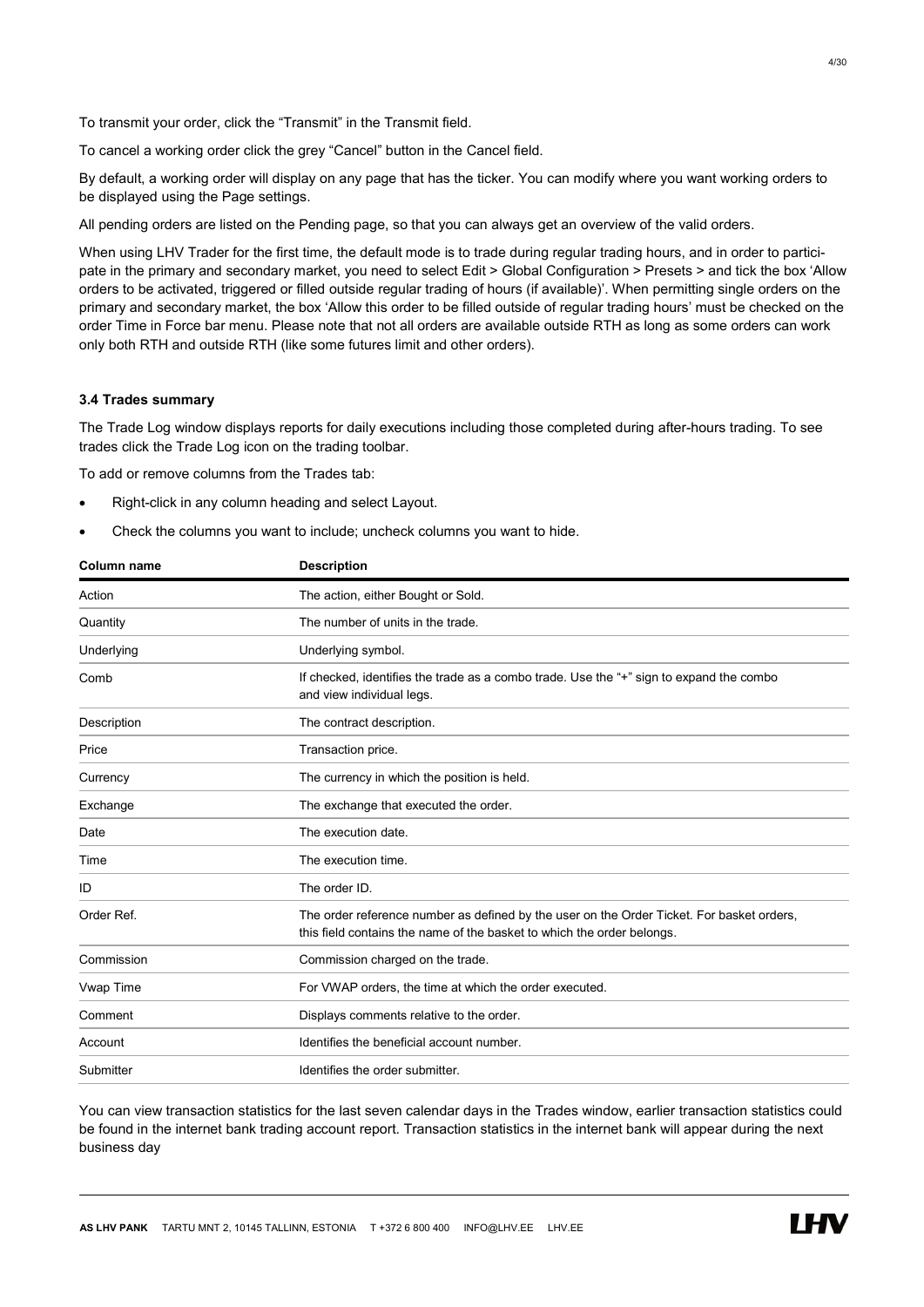To transmit your order, click the "Transmit" in the Transmit field.

To cancel a working order click the grey "Cancel" button in the Cancel field.

By default, a working order will display on any page that has the ticker. You can modify where you want working orders to be displayed using the Page settings.

All pending orders are listed on the Pending page, so that you can always get an overview of the valid orders.

When using LHV Trader for the first time, the default mode is to trade during regular trading hours, and in order to participate in the primary and secondary market, you need to select Edit > Global Configuration > Presets > and tick the box 'Allow orders to be activated, triggered or filled outside regular trading of hours (if available)'. When permitting single orders on the primary and secondary market, the box 'Allow this order to be filled outside of regular trading hours' must be checked on the order Time in Force bar menu. Please note that not all orders are available outside RTH as long as some orders can work only both RTH and outside RTH (like some futures limit and other orders).

### 3.4 Trades summary

The Trade Log window displays reports for daily executions including those completed during after-hours trading. To see trades click the Trade Log icon on the trading toolbar.

To add or remove columns from the Trades tab:

- Right-click in any column heading and select Layout.
- Check the columns you want to include; uncheck columns you want to hide.

| Column name | Description |
|---|---|
| Action | The action, either Bought or Sold. |
| Quantity | The number of units in the trade. |
| Underlying | Underlying symbol. |
| Comb | If checked, identifies the trade as a combo trade. Use the "+" sign to expand the combo and view individual legs. |
| Description | The contract description. |
| Price | Transaction price. |
| Currency | The currency in which the position is held. |
| Exchange | The exchange that executed the order. |
| Date | The execution date. |
| Time | The execution time. |
| ID | The order ID. |
| Order Ref. | The order reference number as defined by the user on the Order Ticket. For basket orders, this field contains the name of the basket to which the order belongs. |
| Commission | Commission charged on the trade. |
| Vwap Time | For VWAP orders, the time at which the order executed. |
| Comment | Displays comments relative to the order. |
| Account | Identifies the beneficial account number. |
| Submitter | Identifies the order submitter. |

You can view transaction statistics for the last seven calendar days in the Trades window, earlier transaction statistics could be found in the internet bank trading account report. Transaction statistics in the internet bank will appear during the next business day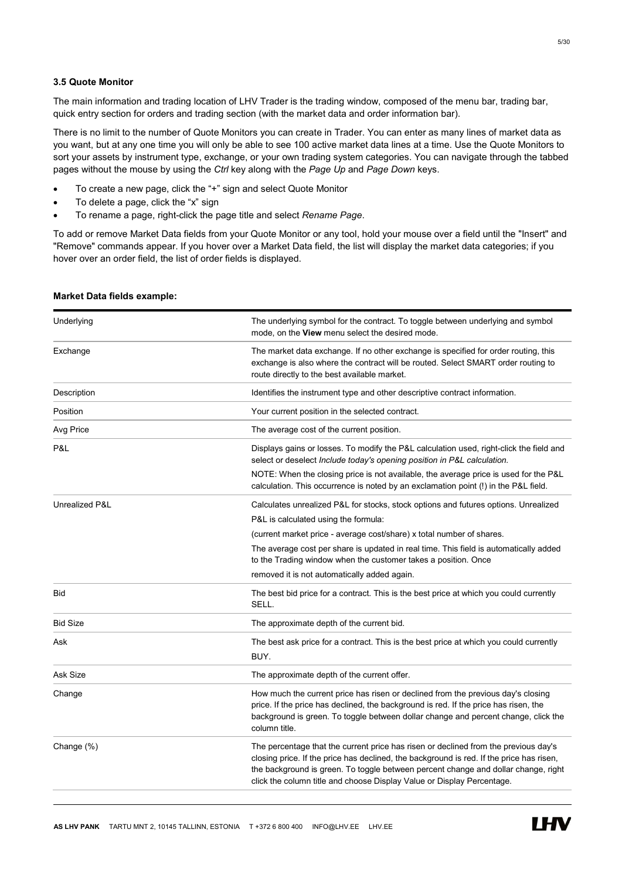### 3.5 Quote Monitor

The main information and trading location of LHV Trader is the trading window, composed of the menu bar, trading bar, quick entry section for orders and trading section (with the market data and order information bar).

There is no limit to the number of Quote Monitors you can create in Trader. You can enter as many lines of market data as you want, but at any one time you will only be able to see 100 active market data lines at a time. Use the Quote Monitors to sort your assets by instrument type, exchange, or your own trading system categories. You can navigate through the tabbed pages without the mouse by using the *Ctrl* key along with the *Page Up* and *Page Down* keys.

- To create a new page, click the "+" sign and select Quote Monitor
- To delete a page, click the "x" sign
- To rename a page, right-click the page title and select *Rename Page*.

To add or remove Market Data fields from your Quote Monitor or any tool, hold your mouse over a field until the "Insert" and "Remove" commands appear. If you hover over a Market Data field, the list will display the market data categories; if you hover over an order field, the list of order fields is displayed.

**Market Data fields example:**

| Field | Description |
|---|---|
| Underlying | The underlying symbol for the contract. To toggle between underlying and symbol mode, on the **View** menu select the desired mode. |
| Exchange | The market data exchange. If no other exchange is specified for order routing, this exchange is also where the contract will be routed. Select SMART order routing to route directly to the best available market. |
| Description | Identifies the instrument type and other descriptive contract information. |
| Position | Your current position in the selected contract. |
| Avg Price | The average cost of the current position. |
| P&L | Displays gains or losses. To modify the P&L calculation used, right-click the field and select or deselect *Include today's opening position in P&L calculation.* NOTE: When the closing price is not available, the average price is used for the P&L calculation. This occurrence is noted by an exclamation point (!) in the P&L field. |
| Unrealized P&L | Calculates unrealized P&L for stocks, stock options and futures options. Unrealized P&L is calculated using the formula: (current market price - average cost/share) x total number of shares. The average cost per share is updated in real time. This field is automatically added to the Trading window when the customer takes a position. Once removed it is not automatically added again. |
| Bid | The best bid price for a contract. This is the best price at which you could currently SELL. |
| Bid Size | The approximate depth of the current bid. |
| Ask | The best ask price for a contract. This is the best price at which you could currently BUY. |
| Ask Size | The approximate depth of the current offer. |
| Change | How much the current price has risen or declined from the previous day's closing price. If the price has declined, the background is red. If the price has risen, the background is green. To toggle between dollar change and percent change, click the column title. |
| Change (%) | The percentage that the current price has risen or declined from the previous day's closing price. If the price has declined, the background is red. If the price has risen, the background is green. To toggle between percent change and dollar change, right click the column title and choose Display Value or Display Percentage. |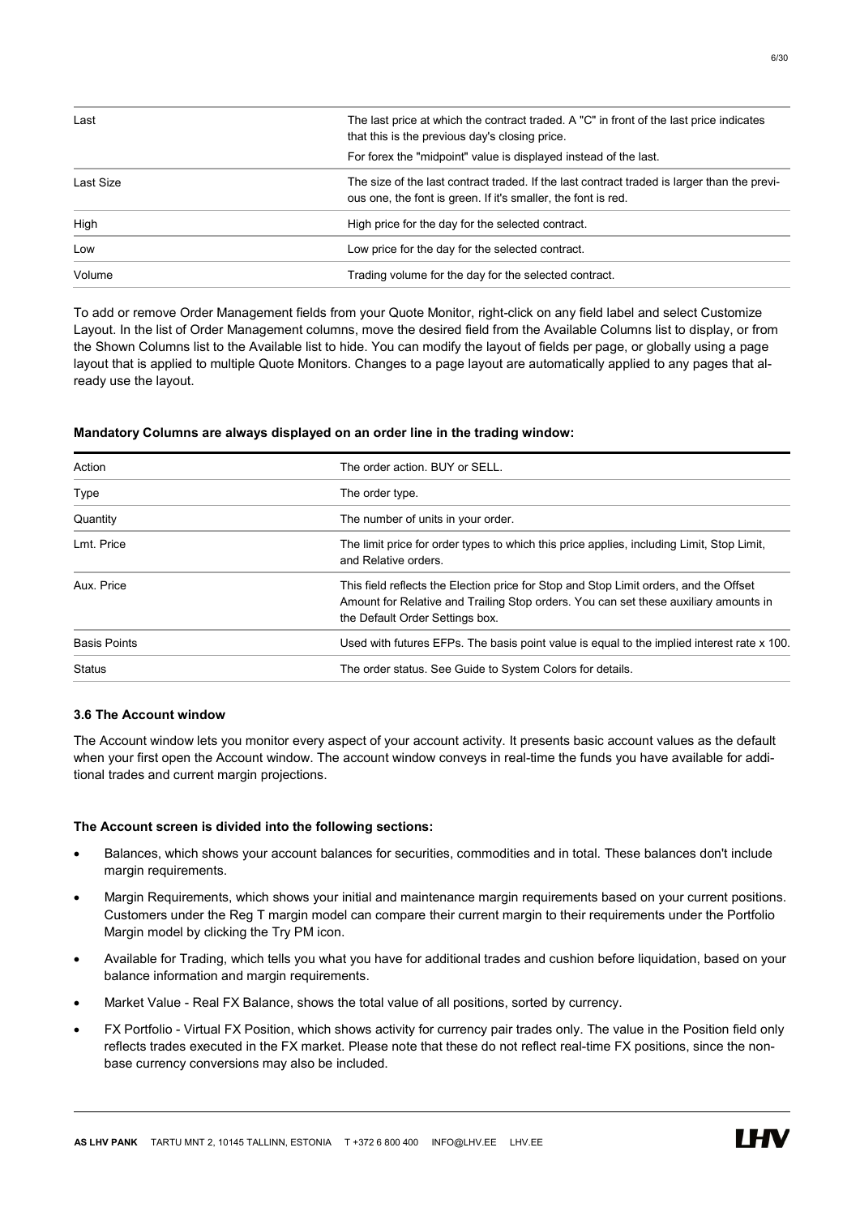| | |
|---|---|
| Last | The last price at which the contract traded. A "C" in front of the last price indicates that this is the previous day's closing price.<br>For forex the "midpoint" value is displayed instead of the last. |
| Last Size | The size of the last contract traded. If the last contract traded is larger than the previous one, the font is green. If it's smaller, the font is red. |
| High | High price for the day for the selected contract. |
| Low | Low price for the day for the selected contract. |
| Volume | Trading volume for the day for the selected contract. |

To add or remove Order Management fields from your Quote Monitor, right-click on any field label and select Customize Layout. In the list of Order Management columns, move the desired field from the Available Columns list to display, or from the Shown Columns list to the Available list to hide. You can modify the layout of fields per page, or globally using a page layout that is applied to multiple Quote Monitors. Changes to a page layout are automatically applied to any pages that already use the layout.

**Mandatory Columns are always displayed on an order line in the trading window:**

| | |
|---|---|
| Action | The order action. BUY or SELL. |
| Type | The order type. |
| Quantity | The number of units in your order. |
| Lmt. Price | The limit price for order types to which this price applies, including Limit, Stop Limit, and Relative orders. |
| Aux. Price | This field reflects the Election price for Stop and Stop Limit orders, and the Offset Amount for Relative and Trailing Stop orders. You can set these auxiliary amounts in the Default Order Settings box. |
| Basis Points | Used with futures EFPs. The basis point value is equal to the implied interest rate x 100. |
| Status | The order status. See Guide to System Colors for details. |

### 3.6 The Account window

The Account window lets you monitor every aspect of your account activity. It presents basic account values as the default when your first open the Account window. The account window conveys in real-time the funds you have available for additional trades and current margin projections.

**The Account screen is divided into the following sections:**

- Balances, which shows your account balances for securities, commodities and in total. These balances don't include margin requirements.
- Margin Requirements, which shows your initial and maintenance margin requirements based on your current positions. Customers under the Reg T margin model can compare their current margin to their requirements under the Portfolio Margin model by clicking the Try PM icon.
- Available for Trading, which tells you what you have for additional trades and cushion before liquidation, based on your balance information and margin requirements.
- Market Value - Real FX Balance, shows the total value of all positions, sorted by currency.
- FX Portfolio - Virtual FX Position, which shows activity for currency pair trades only. The value in the Position field only reflects trades executed in the FX market. Please note that these do not reflect real-time FX positions, since the non-base currency conversions may also be included.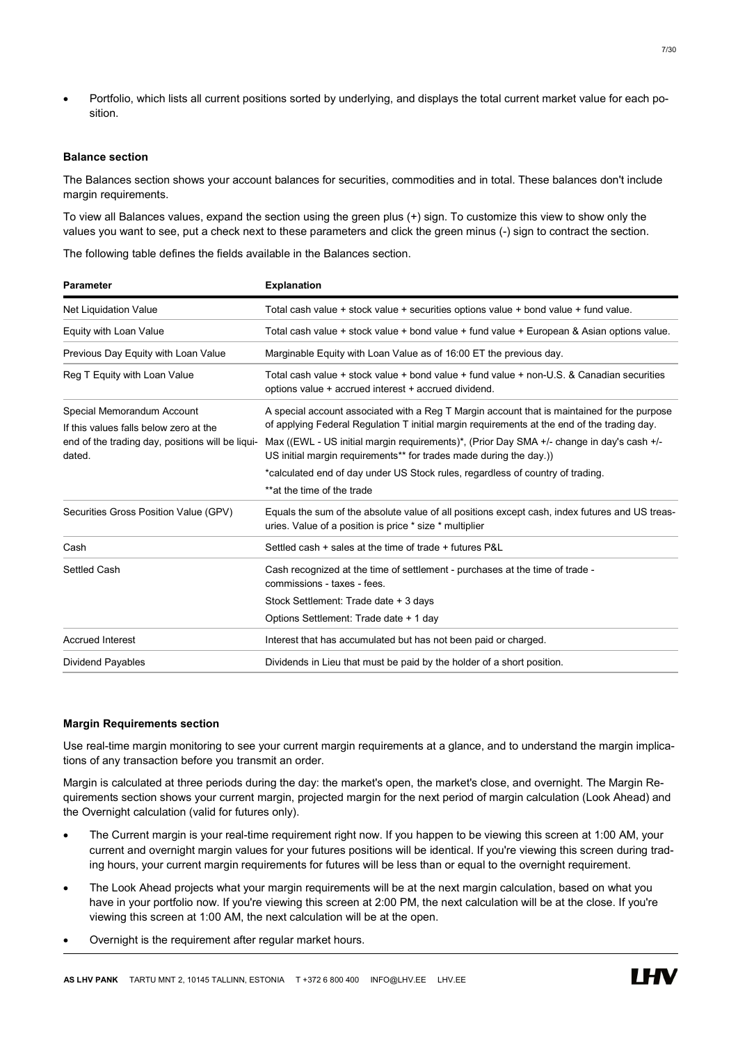- Portfolio, which lists all current positions sorted by underlying, and displays the total current market value for each position.

**Balance section**

The Balances section shows your account balances for securities, commodities and in total. These balances don't include margin requirements.

To view all Balances values, expand the section using the green plus (+) sign. To customize this view to show only the values you want to see, put a check next to these parameters and click the green minus (-) sign to contract the section.

The following table defines the fields available in the Balances section.

| Parameter | Explanation |
| --- | --- |
| Net Liquidation Value | Total cash value + stock value + securities options value + bond value + fund value. |
| Equity with Loan Value | Total cash value + stock value + bond value + fund value + European & Asian options value. |
| Previous Day Equity with Loan Value | Marginable Equity with Loan Value as of 16:00 ET the previous day. |
| Reg T Equity with Loan Value | Total cash value + stock value + bond value + fund value + non-U.S. & Canadian securities options value + accrued interest + accrued dividend. |
| Special Memorandum Account<br>If this values falls below zero at the end of the trading day, positions will be liquidated. | A special account associated with a Reg T Margin account that is maintained for the purpose of applying Federal Regulation T initial margin requirements at the end of the trading day.<br>Max ((EWL - US initial margin requirements)*, (Prior Day SMA +/- change in day's cash +/- US initial margin requirements** for trades made during the day.))<br>*calculated end of day under US Stock rules, regardless of country of trading.<br>**at the time of the trade |
| Securities Gross Position Value (GPV) | Equals the sum of the absolute value of all positions except cash, index futures and US treasuries. Value of a position is price * size * multiplier |
| Cash | Settled cash + sales at the time of trade + futures P&L |
| Settled Cash | Cash recognized at the time of settlement - purchases at the time of trade - commissions - taxes - fees.<br>Stock Settlement: Trade date + 3 days<br>Options Settlement: Trade date + 1 day |
| Accrued Interest | Interest that has accumulated but has not been paid or charged. |
| Dividend Payables | Dividends in Lieu that must be paid by the holder of a short position. |

**Margin Requirements section**

Use real-time margin monitoring to see your current margin requirements at a glance, and to understand the margin implications of any transaction before you transmit an order.

Margin is calculated at three periods during the day: the market's open, the market's close, and overnight. The Margin Requirements section shows your current margin, projected margin for the next period of margin calculation (Look Ahead) and the Overnight calculation (valid for futures only).

- The Current margin is your real-time requirement right now. If you happen to be viewing this screen at 1:00 AM, your current and overnight margin values for your futures positions will be identical. If you're viewing this screen during trading hours, your current margin requirements for futures will be less than or equal to the overnight requirement.
- The Look Ahead projects what your margin requirements will be at the next margin calculation, based on what you have in your portfolio now. If you're viewing this screen at 2:00 PM, the next calculation will be at the close. If you're viewing this screen at 1:00 AM, the next calculation will be at the open.
- Overnight is the requirement after regular market hours.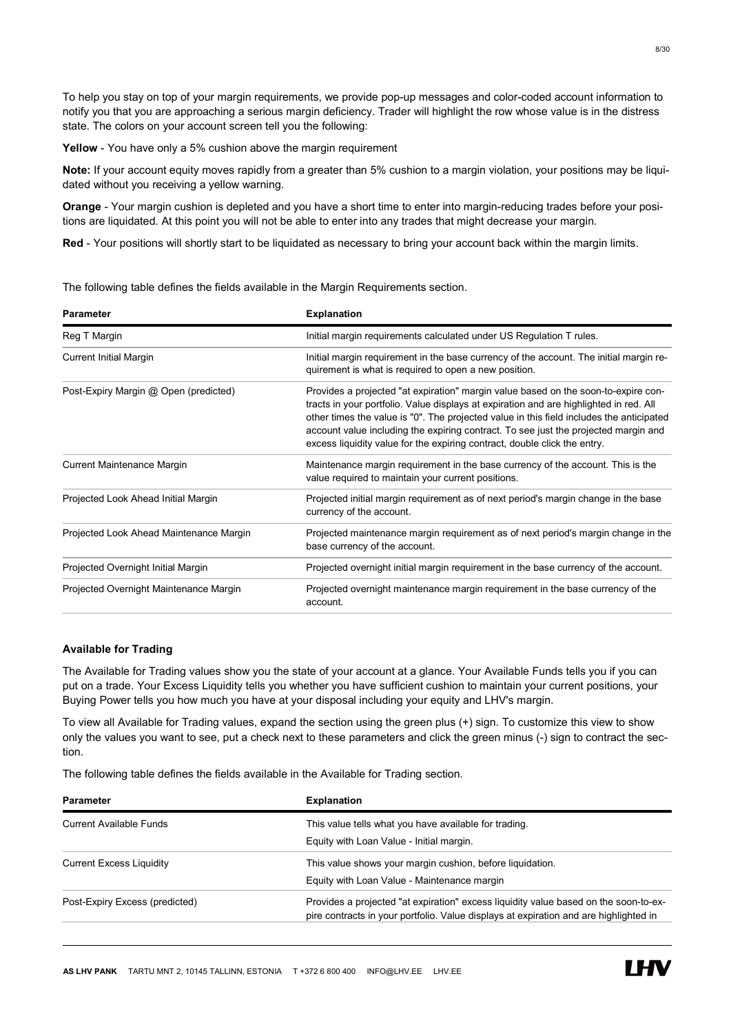To help you stay on top of your margin requirements, we provide pop-up messages and color-coded account information to notify you that you are approaching a serious margin deficiency. Trader will highlight the row whose value is in the distress state. The colors on your account screen tell you the following:

**Yellow** - You have only a 5% cushion above the margin requirement

**Note:** If your account equity moves rapidly from a greater than 5% cushion to a margin violation, your positions may be liquidated without you receiving a yellow warning.

**Orange** - Your margin cushion is depleted and you have a short time to enter into margin-reducing trades before your positions are liquidated. At this point you will not be able to enter into any trades that might decrease your margin.

**Red** - Your positions will shortly start to be liquidated as necessary to bring your account back within the margin limits.

The following table defines the fields available in the Margin Requirements section.

| Parameter | Explanation |
|---|---|
| Reg T Margin | Initial margin requirements calculated under US Regulation T rules. |
| Current Initial Margin | Initial margin requirement in the base currency of the account. The initial margin requirement is what is required to open a new position. |
| Post-Expiry Margin @ Open (predicted) | Provides a projected "at expiration" margin value based on the soon-to-expire contracts in your portfolio. Value displays at expiration and are highlighted in red. All other times the value is "0". The projected value in this field includes the anticipated account value including the expiring contract. To see just the projected margin and excess liquidity value for the expiring contract, double click the entry. |
| Current Maintenance Margin | Maintenance margin requirement in the base currency of the account. This is the value required to maintain your current positions. |
| Projected Look Ahead Initial Margin | Projected initial margin requirement as of next period's margin change in the base currency of the account. |
| Projected Look Ahead Maintenance Margin | Projected maintenance margin requirement as of next period's margin change in the base currency of the account. |
| Projected Overnight Initial Margin | Projected overnight initial margin requirement in the base currency of the account. |
| Projected Overnight Maintenance Margin | Projected overnight maintenance margin requirement in the base currency of the account. |

### Available for Trading

The Available for Trading values show you the state of your account at a glance. Your Available Funds tells you if you can put on a trade. Your Excess Liquidity tells you whether you have sufficient cushion to maintain your current positions, your Buying Power tells you how much you have at your disposal including your equity and LHV's margin.

To view all Available for Trading values, expand the section using the green plus (+) sign. To customize this view to show only the values you want to see, put a check next to these parameters and click the green minus (-) sign to contract the section.

The following table defines the fields available in the Available for Trading section.

| Parameter | Explanation |
|---|---|
| Current Available Funds | This value tells what you have available for trading. Equity with Loan Value - Initial margin. |
| Current Excess Liquidity | This value shows your margin cushion, before liquidation. Equity with Loan Value - Maintenance margin |
| Post-Expiry Excess (predicted) | Provides a projected "at expiration" excess liquidity value based on the soon-to-expire contracts in your portfolio. Value displays at expiration and are highlighted in |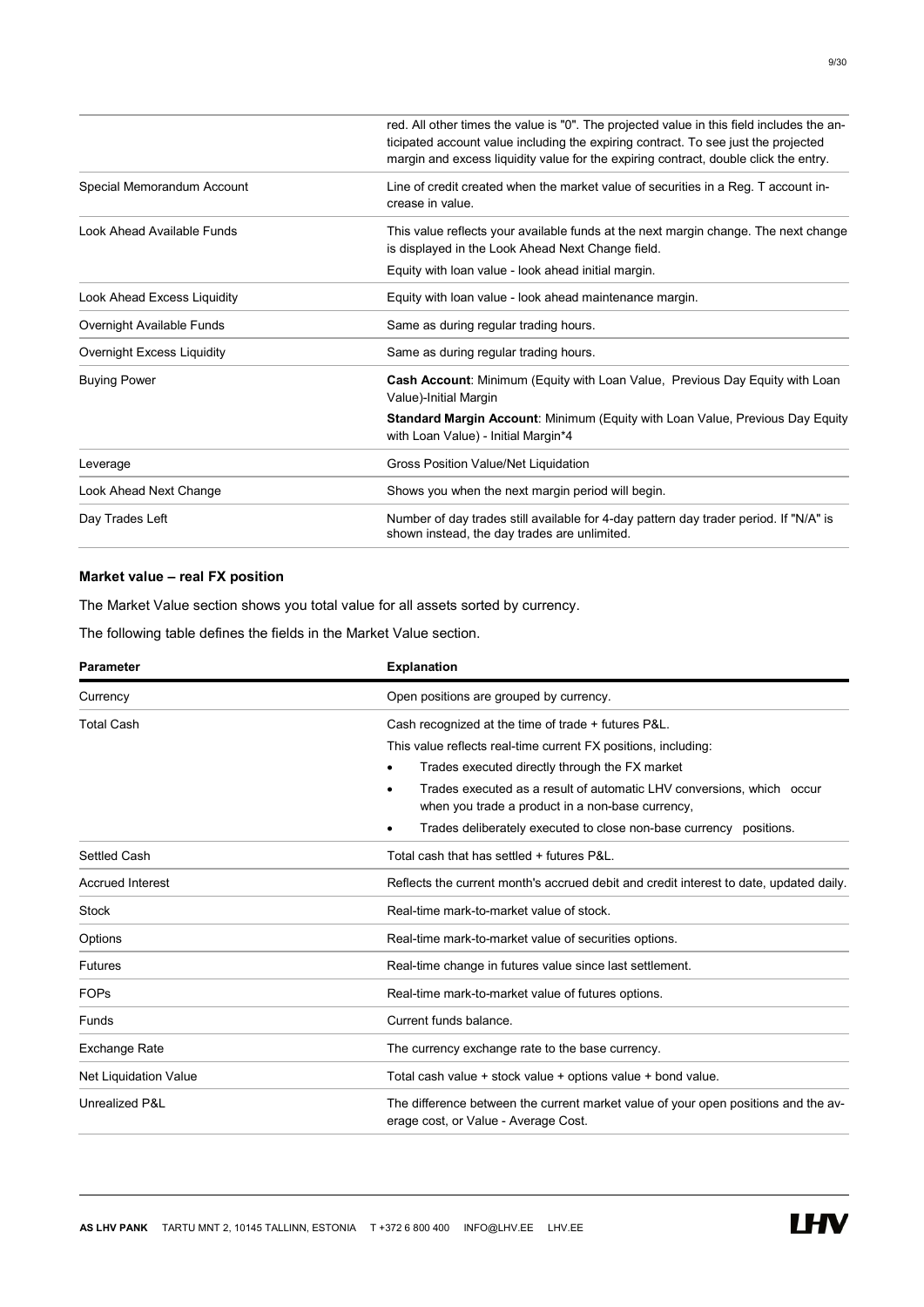| | |
|---|---|
| | red. All other times the value is "0". The projected value in this field includes the anticipated account value including the expiring contract. To see just the projected margin and excess liquidity value for the expiring contract, double click the entry. |
| Special Memorandum Account | Line of credit created when the market value of securities in a Reg. T account increase in value. |
| Look Ahead Available Funds | This value reflects your available funds at the next margin change. The next change is displayed in the Look Ahead Next Change field. <br> Equity with loan value - look ahead initial margin. |
| Look Ahead Excess Liquidity | Equity with loan value - look ahead maintenance margin. |
| Overnight Available Funds | Same as during regular trading hours. |
| Overnight Excess Liquidity | Same as during regular trading hours. |
| Buying Power | **Cash Account**: Minimum (Equity with Loan Value, Previous Day Equity with Loan Value)-Initial Margin <br> **Standard Margin Account**: Minimum (Equity with Loan Value, Previous Day Equity with Loan Value) - Initial Margin*4 |
| Leverage | Gross Position Value/Net Liquidation |
| Look Ahead Next Change | Shows you when the next margin period will begin. |
| Day Trades Left | Number of day trades still available for 4-day pattern day trader period. If "N/A" is shown instead, the day trades are unlimited. |

**Market value – real FX position**

The Market Value section shows you total value for all assets sorted by currency.

The following table defines the fields in the Market Value section.

| Parameter | Explanation |
|---|---|
| Currency | Open positions are grouped by currency. |
| Total Cash | Cash recognized at the time of trade + futures P&L. <br> This value reflects real-time current FX positions, including: <br> • Trades executed directly through the FX market <br> • Trades executed as a result of automatic LHV conversions, which occur when you trade a product in a non-base currency, <br> • Trades deliberately executed to close non-base currency positions. |
| Settled Cash | Total cash that has settled + futures P&L. |
| Accrued Interest | Reflects the current month's accrued debit and credit interest to date, updated daily. |
| Stock | Real-time mark-to-market value of stock. |
| Options | Real-time mark-to-market value of securities options. |
| Futures | Real-time change in futures value since last settlement. |
| FOPs | Real-time mark-to-market value of futures options. |
| Funds | Current funds balance. |
| Exchange Rate | The currency exchange rate to the base currency. |
| Net Liquidation Value | Total cash value + stock value + options value + bond value. |
| Unrealized P&L | The difference between the current market value of your open positions and the average cost, or Value - Average Cost. |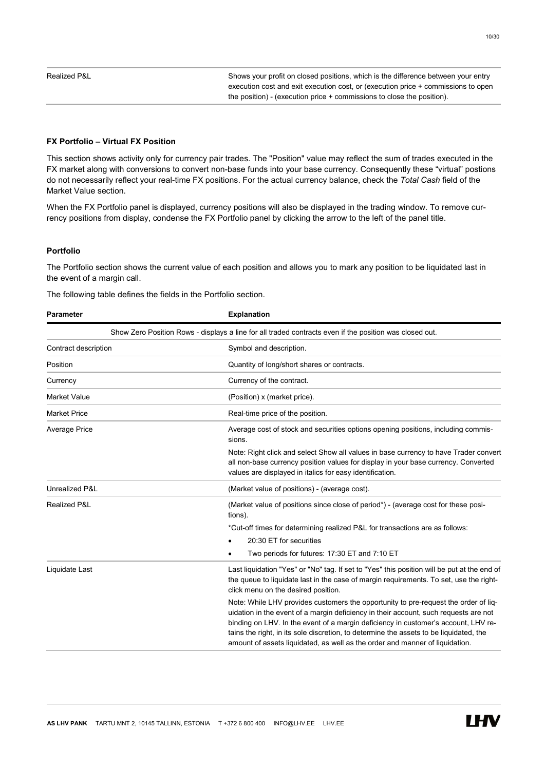| | |
|---|---|
| Realized P&L | Shows your profit on closed positions, which is the difference between your entry execution cost and exit execution cost, or (execution price + commissions to open the position) - (execution price + commissions to close the position). |

**FX Portfolio – Virtual FX Position**

This section shows activity only for currency pair trades. The "Position" value may reflect the sum of trades executed in the FX market along with conversions to convert non-base funds into your base currency. Consequently these "virtual" postions do not necessarily reflect your real-time FX positions. For the actual currency balance, check the *Total Cash* field of the Market Value section.

When the FX Portfolio panel is displayed, currency positions will also be displayed in the trading window. To remove currency positions from display, condense the FX Portfolio panel by clicking the arrow to the left of the panel title.

**Portfolio**

The Portfolio section shows the current value of each position and allows you to mark any position to be liquidated last in the event of a margin call.

The following table defines the fields in the Portfolio section.

| Parameter | Explanation |
|---|---|
| Show Zero Position Rows - displays a line for all traded contracts even if the position was closed out. | |
| Contract description | Symbol and description. |
| Position | Quantity of long/short shares or contracts. |
| Currency | Currency of the contract. |
| Market Value | (Position) x (market price). |
| Market Price | Real-time price of the position. |
| Average Price | Average cost of stock and securities options opening positions, including commissions.<br><br>Note: Right click and select Show all values in base currency to have Trader convert all non-base currency position values for display in your base currency. Converted values are displayed in italics for easy identification. |
| Unrealized P&L | (Market value of positions) - (average cost). |
| Realized P&L | (Market value of positions since close of period*) - (average cost for these positions).<br><br>*Cut-off times for determining realized P&L for transactions are as follows:<br>• 20:30 ET for securities<br>• Two periods for futures: 17:30 ET and 7:10 ET |
| Liquidate Last | Last liquidation "Yes" or "No" tag. If set to "Yes" this position will be put at the end of the queue to liquidate last in the case of margin requirements. To set, use the right-click menu on the desired position.<br><br>Note: While LHV provides customers the opportunity to pre-request the order of liquidation in the event of a margin deficiency in their account, such requests are not binding on LHV. In the event of a margin deficiency in customer's account, LHV retains the right, in its sole discretion, to determine the assets to be liquidated, the amount of assets liquidated, as well as the order and manner of liquidation. |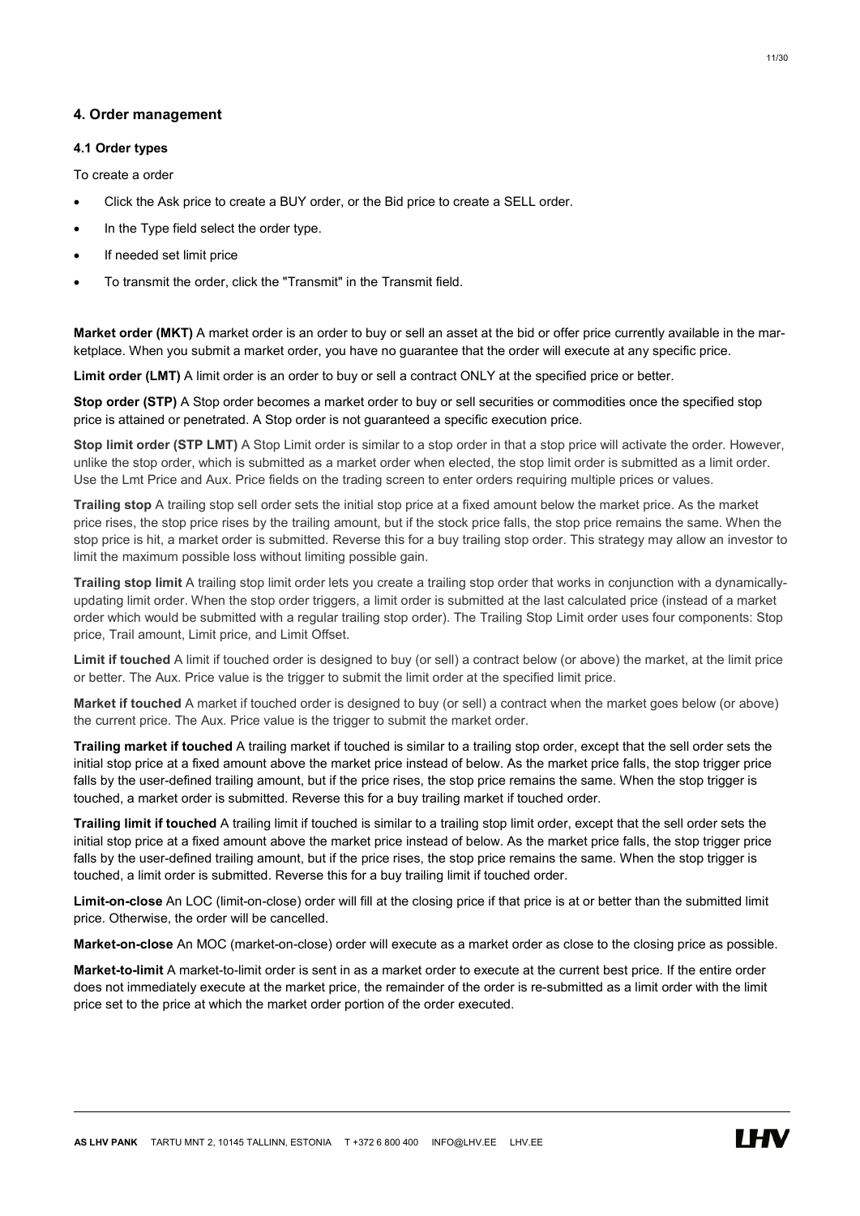## 4. Order management

### 4.1 Order types

To create a order

- Click the Ask price to create a BUY order, or the Bid price to create a SELL order.
- In the Type field select the order type.
- If needed set limit price
- To transmit the order, click the "Transmit" in the Transmit field.

**Market order (MKT)** A market order is an order to buy or sell an asset at the bid or offer price currently available in the marketplace. When you submit a market order, you have no guarantee that the order will execute at any specific price.

**Limit order (LMT)** A limit order is an order to buy or sell a contract ONLY at the specified price or better.

**Stop order (STP)** A Stop order becomes a market order to buy or sell securities or commodities once the specified stop price is attained or penetrated. A Stop order is not guaranteed a specific execution price.

**Stop limit order (STP LMT)** A Stop Limit order is similar to a stop order in that a stop price will activate the order. However, unlike the stop order, which is submitted as a market order when elected, the stop limit order is submitted as a limit order. Use the Lmt Price and Aux. Price fields on the trading screen to enter orders requiring multiple prices or values.

**Trailing stop** A trailing stop sell order sets the initial stop price at a fixed amount below the market price. As the market price rises, the stop price rises by the trailing amount, but if the stock price falls, the stop price remains the same. When the stop price is hit, a market order is submitted. Reverse this for a buy trailing stop order. This strategy may allow an investor to limit the maximum possible loss without limiting possible gain.

**Trailing stop limit** A trailing stop limit order lets you create a trailing stop order that works in conjunction with a dynamically-updating limit order. When the stop order triggers, a limit order is submitted at the last calculated price (instead of a market order which would be submitted with a regular trailing stop order). The Trailing Stop Limit order uses four components: Stop price, Trail amount, Limit price, and Limit Offset.

**Limit if touched** A limit if touched order is designed to buy (or sell) a contract below (or above) the market, at the limit price or better. The Aux. Price value is the trigger to submit the limit order at the specified limit price.

**Market if touched** A market if touched order is designed to buy (or sell) a contract when the market goes below (or above) the current price. The Aux. Price value is the trigger to submit the market order.

**Trailing market if touched** A trailing market if touched is similar to a trailing stop order, except that the sell order sets the initial stop price at a fixed amount above the market price instead of below. As the market price falls, the stop trigger price falls by the user-defined trailing amount, but if the price rises, the stop price remains the same. When the stop trigger is touched, a market order is submitted. Reverse this for a buy trailing market if touched order.

**Trailing limit if touched** A trailing limit if touched is similar to a trailing stop limit order, except that the sell order sets the initial stop price at a fixed amount above the market price instead of below. As the market price falls, the stop trigger price falls by the user-defined trailing amount, but if the price rises, the stop price remains the same. When the stop trigger is touched, a limit order is submitted. Reverse this for a buy trailing limit if touched order.

**Limit-on-close** An LOC (limit-on-close) order will fill at the closing price if that price is at or better than the submitted limit price. Otherwise, the order will be cancelled.

**Market-on-close** An MOC (market-on-close) order will execute as a market order as close to the closing price as possible.

**Market-to-limit** A market-to-limit order is sent in as a market order to execute at the current best price. If the entire order does not immediately execute at the market price, the remainder of the order is re-submitted as a limit order with the limit price set to the price at which the market order portion of the order executed.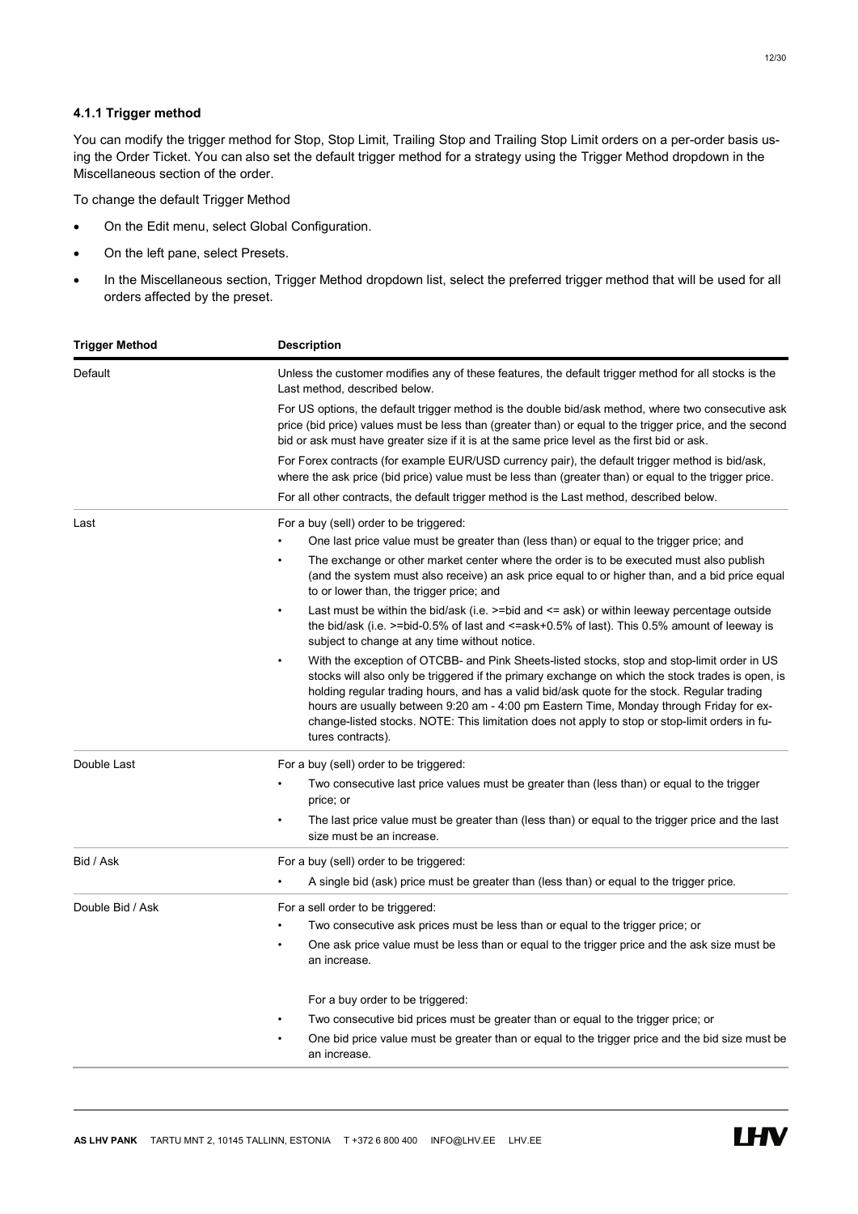#### 4.1.1 Trigger method

You can modify the trigger method for Stop, Stop Limit, Trailing Stop and Trailing Stop Limit orders on a per-order basis using the Order Ticket. You can also set the default trigger method for a strategy using the Trigger Method dropdown in the Miscellaneous section of the order.

To change the default Trigger Method

- On the Edit menu, select Global Configuration.
- On the left pane, select Presets.
- In the Miscellaneous section, Trigger Method dropdown list, select the preferred trigger method that will be used for all orders affected by the preset.

| Trigger Method | Description |
| --- | --- |
| Default | Unless the customer modifies any of these features, the default trigger method for all stocks is the Last method, described below.<br><br>For US options, the default trigger method is the double bid/ask method, where two consecutive ask price (bid price) values must be less than (greater than) or equal to the trigger price, and the second bid or ask must have greater size if it is at the same price level as the first bid or ask.<br><br>For Forex contracts (for example EUR/USD currency pair), the default trigger method is bid/ask, where the ask price (bid price) value must be less than (greater than) or equal to the trigger price.<br><br>For all other contracts, the default trigger method is the Last method, described below. |
| Last | For a buy (sell) order to be triggered:<br>• One last price value must be greater than (less than) or equal to the trigger price; and<br>• The exchange or other market center where the order is to be executed must also publish (and the system must also receive) an ask price equal to or higher than, and a bid price equal to or lower than, the trigger price; and<br>• Last must be within the bid/ask (i.e. >=bid and <= ask) or within leeway percentage outside the bid/ask (i.e. >=bid-0.5% of last and <=ask+0.5% of last). This 0.5% amount of leeway is subject to change at any time without notice.<br>• With the exception of OTCBB- and Pink Sheets-listed stocks, stop and stop-limit order in US stocks will also only be triggered if the primary exchange on which the stock trades is open, is holding regular trading hours, and has a valid bid/ask quote for the stock. Regular trading hours are usually between 9:20 am - 4:00 pm Eastern Time, Monday through Friday for exchange-listed stocks. NOTE: This limitation does not apply to stop or stop-limit orders in futures contracts). |
| Double Last | For a buy (sell) order to be triggered:<br>• Two consecutive last price values must be greater than (less than) or equal to the trigger price; or<br>• The last price value must be greater than (less than) or equal to the trigger price and the last size must be an increase. |
| Bid / Ask | For a buy (sell) order to be triggered:<br>• A single bid (ask) price must be greater than (less than) or equal to the trigger price. |
| Double Bid / Ask | For a sell order to be triggered:<br>• Two consecutive ask prices must be less than or equal to the trigger price; or<br>• One ask price value must be less than or equal to the trigger price and the ask size must be an increase.<br><br>For a buy order to be triggered:<br>• Two consecutive bid prices must be greater than or equal to the trigger price; or<br>• One bid price value must be greater than or equal to the trigger price and the bid size must be an increase. |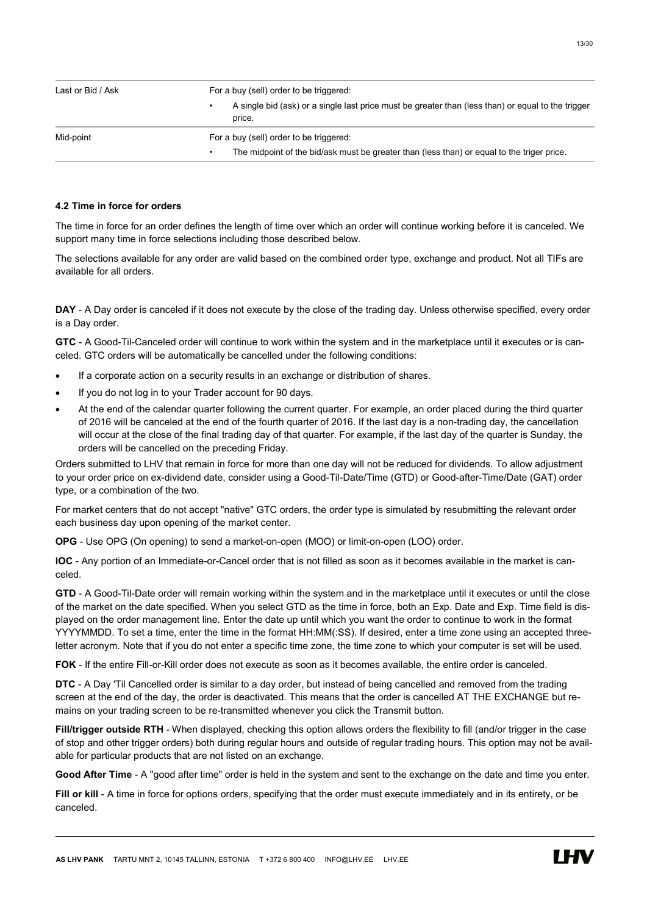| | |
|---|---|
| Last or Bid / Ask | For a buy (sell) order to be triggered:<br>• A single bid (ask) or a single last price must be greater than (less than) or equal to the trigger price. |
| Mid-point | For a buy (sell) order to be triggered:<br>• The midpoint of the bid/ask must be greater than (less than) or equal to the triger price. |

### 4.2 Time in force for orders

The time in force for an order defines the length of time over which an order will continue working before it is canceled. We support many time in force selections including those described below.

The selections available for any order are valid based on the combined order type, exchange and product. Not all TIFs are available for all orders.

**DAY** - A Day order is canceled if it does not execute by the close of the trading day. Unless otherwise specified, every order is a Day order.

**GTC** - A Good-Til-Canceled order will continue to work within the system and in the marketplace until it executes or is canceled. GTC orders will be automatically be cancelled under the following conditions:

- If a corporate action on a security results in an exchange or distribution of shares.
- If you do not log in to your Trader account for 90 days.
- At the end of the calendar quarter following the current quarter. For example, an order placed during the third quarter of 2016 will be canceled at the end of the fourth quarter of 2016. If the last day is a non-trading day, the cancellation will occur at the close of the final trading day of that quarter. For example, if the last day of the quarter is Sunday, the orders will be cancelled on the preceding Friday.

Orders submitted to LHV that remain in force for more than one day will not be reduced for dividends. To allow adjustment to your order price on ex-dividend date, consider using a Good-Til-Date/Time (GTD) or Good-after-Time/Date (GAT) order type, or a combination of the two.

For market centers that do not accept "native" GTC orders, the order type is simulated by resubmitting the relevant order each business day upon opening of the market center.

**OPG** - Use OPG (On opening) to send a market-on-open (MOO) or limit-on-open (LOO) order.

**IOC** - Any portion of an Immediate-or-Cancel order that is not filled as soon as it becomes available in the market is canceled.

**GTD** - A Good-Til-Date order will remain working within the system and in the marketplace until it executes or until the close of the market on the date specified. When you select GTD as the time in force, both an Exp. Date and Exp. Time field is displayed on the order management line. Enter the date up until which you want the order to continue to work in the format YYYYMMDD. To set a time, enter the time in the format HH:MM(:SS). If desired, enter a time zone using an accepted three-letter acronym. Note that if you do not enter a specific time zone, the time zone to which your computer is set will be used.

**FOK** - If the entire Fill-or-Kill order does not execute as soon as it becomes available, the entire order is canceled.

**DTC** - A Day 'Til Cancelled order is similar to a day order, but instead of being cancelled and removed from the trading screen at the end of the day, the order is deactivated. This means that the order is cancelled AT THE EXCHANGE but remains on your trading screen to be re-transmitted whenever you click the Transmit button.

**Fill/trigger outside RTH** - When displayed, checking this option allows orders the flexibility to fill (and/or trigger in the case of stop and other trigger orders) both during regular hours and outside of regular trading hours. This option may not be available for particular products that are not listed on an exchange.

**Good After Time** - A "good after time" order is held in the system and sent to the exchange on the date and time you enter.

**Fill or kill** - A time in force for options orders, specifying that the order must execute immediately and in its entirety, or be canceled.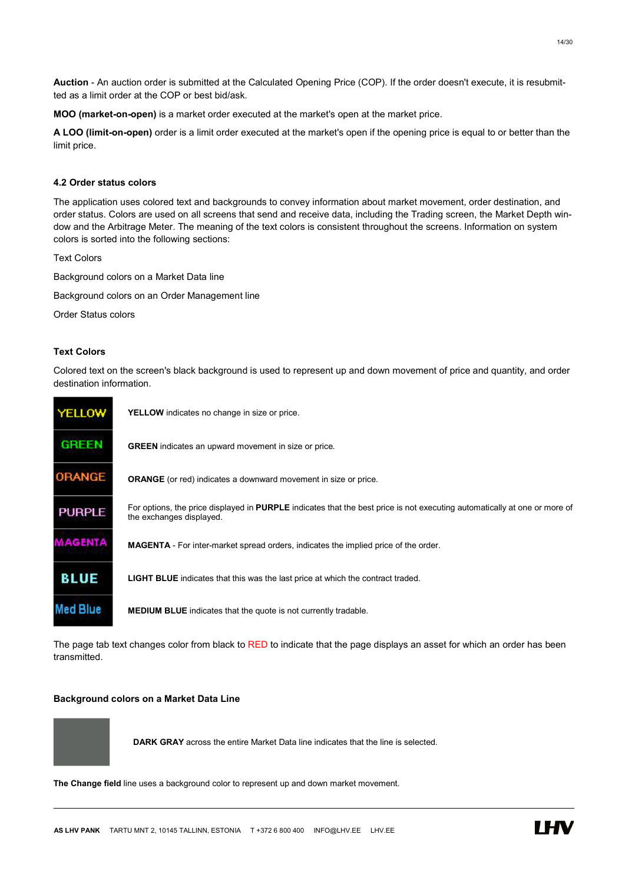**Auction** - An auction order is submitted at the Calculated Opening Price (COP). If the order doesn't execute, it is resubmitted as a limit order at the COP or best bid/ask.

**MOO (market-on-open)** is a market order executed at the market's open at the market price.

**A LOO (limit-on-open)** order is a limit order executed at the market's open if the opening price is equal to or better than the limit price.

### 4.2 Order status colors

The application uses colored text and backgrounds to convey information about market movement, order destination, and order status. Colors are used on all screens that send and receive data, including the Trading screen, the Market Depth window and the Arbitrage Meter. The meaning of the text colors is consistent throughout the screens. Information on system colors is sorted into the following sections:

Text Colors

Background colors on a Market Data line

Background colors on an Order Management line

Order Status colors

### Text Colors

Colored text on the screen's black background is used to represent up and down movement of price and quantity, and order destination information.

| | |
|---|---|
| YELLOW | **YELLOW** indicates no change in size or price. |
| GREEN | **GREEN** indicates an upward movement in size or price. |
| ORANGE | **ORANGE** (or red) indicates a downward movement in size or price. |
| PURPLE | For options, the price displayed in **PURPLE** indicates that the best price is not executing automatically at one or more of the exchanges displayed. |
| MAGENTA | **MAGENTA** - For inter-market spread orders, indicates the implied price of the order. |
| BLUE | **LIGHT BLUE** indicates that this was the last price at which the contract traded. |
| Med Blue | **MEDIUM BLUE** indicates that the quote is not currently tradable. |

The page tab text changes color from black to RED to indicate that the page displays an asset for which an order has been transmitted.

### Background colors on a Market Data Line

**DARK GRAY** across the entire Market Data line indicates that the line is selected.

**The Change field** line uses a background color to represent up and down market movement.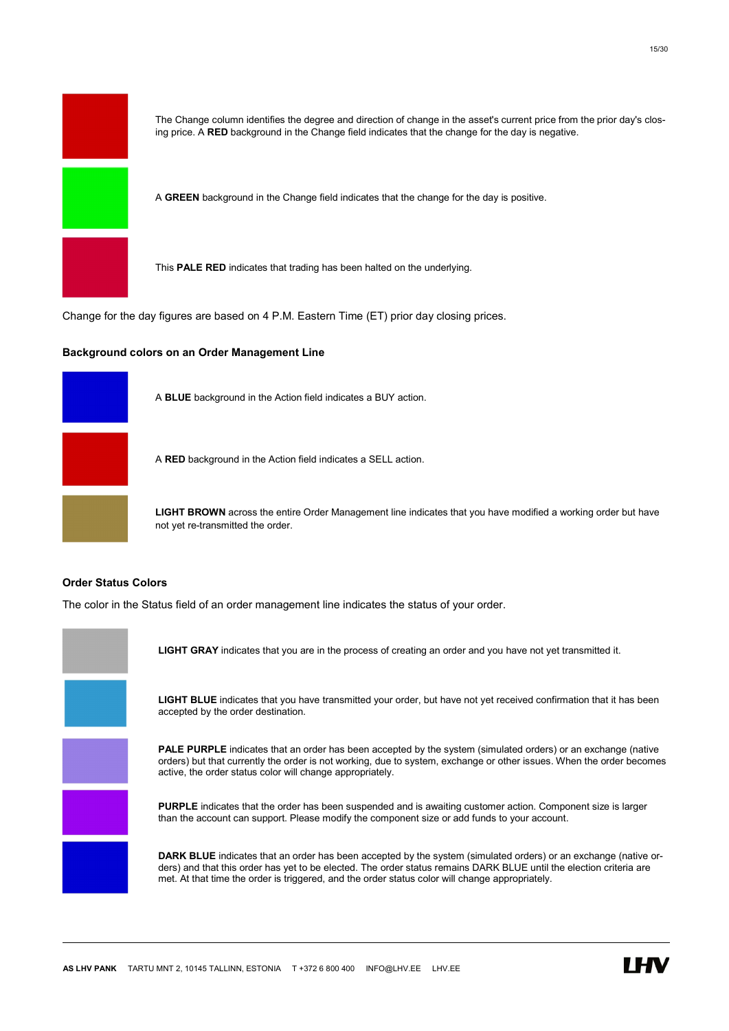The Change column identifies the degree and direction of change in the asset's current price from the prior day's closing price. A **RED** background in the Change field indicates that the change for the day is negative.

A **GREEN** background in the Change field indicates that the change for the day is positive.

This **PALE RED** indicates that trading has been halted on the underlying.

Change for the day figures are based on 4 P.M. Eastern Time (ET) prior day closing prices.

### Background colors on an Order Management Line

A **BLUE** background in the Action field indicates a BUY action.

A **RED** background in the Action field indicates a SELL action.

**LIGHT BROWN** across the entire Order Management line indicates that you have modified a working order but have not yet re-transmitted the order.

### Order Status Colors

The color in the Status field of an order management line indicates the status of your order.

**LIGHT GRAY** indicates that you are in the process of creating an order and you have not yet transmitted it.

**LIGHT BLUE** indicates that you have transmitted your order, but have not yet received confirmation that it has been accepted by the order destination.

**PALE PURPLE** indicates that an order has been accepted by the system (simulated orders) or an exchange (native orders) but that currently the order is not working, due to system, exchange or other issues. When the order becomes active, the order status color will change appropriately.

**PURPLE** indicates that the order has been suspended and is awaiting customer action. Component size is larger than the account can support. Please modify the component size or add funds to your account.

**DARK BLUE** indicates that an order has been accepted by the system (simulated orders) or an exchange (native orders) and that this order has yet to be elected. The order status remains DARK BLUE until the election criteria are met. At that time the order is triggered, and the order status color will change appropriately.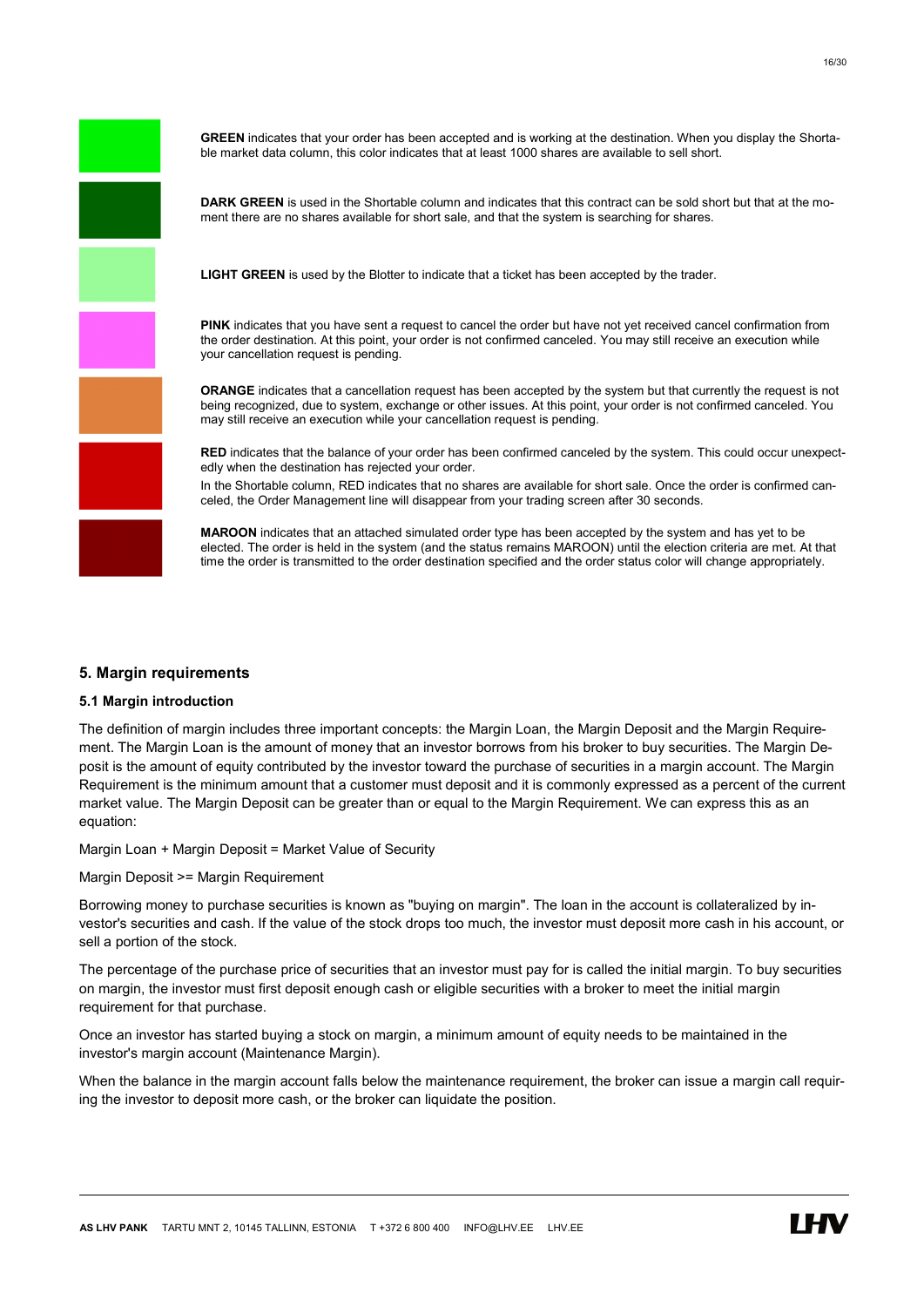**GREEN** indicates that your order has been accepted and is working at the destination. When you display the Shortable market data column, this color indicates that at least 1000 shares are available to sell short.

**DARK GREEN** is used in the Shortable column and indicates that this contract can be sold short but that at the moment there are no shares available for short sale, and that the system is searching for shares.

**LIGHT GREEN** is used by the Blotter to indicate that a ticket has been accepted by the trader.

**PINK** indicates that you have sent a request to cancel the order but have not yet received cancel confirmation from the order destination. At this point, your order is not confirmed canceled. You may still receive an execution while your cancellation request is pending.

**ORANGE** indicates that a cancellation request has been accepted by the system but that currently the request is not being recognized, due to system, exchange or other issues. At this point, your order is not confirmed canceled. You may still receive an execution while your cancellation request is pending.

**RED** indicates that the balance of your order has been confirmed canceled by the system. This could occur unexpectedly when the destination has rejected your order.

In the Shortable column, RED indicates that no shares are available for short sale. Once the order is confirmed canceled, the Order Management line will disappear from your trading screen after 30 seconds.

**MAROON** indicates that an attached simulated order type has been accepted by the system and has yet to be elected. The order is held in the system (and the status remains MAROON) until the election criteria are met. At that time the order is transmitted to the order destination specified and the order status color will change appropriately.

## 5. Margin requirements

### 5.1 Margin introduction

The definition of margin includes three important concepts: the Margin Loan, the Margin Deposit and the Margin Requirement. The Margin Loan is the amount of money that an investor borrows from his broker to buy securities. The Margin Deposit is the amount of equity contributed by the investor toward the purchase of securities in a margin account. The Margin Requirement is the minimum amount that a customer must deposit and it is commonly expressed as a percent of the current market value. The Margin Deposit can be greater than or equal to the Margin Requirement. We can express this as an equation:

Margin Loan + Margin Deposit = Market Value of Security

Margin Deposit >= Margin Requirement

Borrowing money to purchase securities is known as "buying on margin". The loan in the account is collateralized by investor's securities and cash. If the value of the stock drops too much, the investor must deposit more cash in his account, or sell a portion of the stock.

The percentage of the purchase price of securities that an investor must pay for is called the initial margin. To buy securities on margin, the investor must first deposit enough cash or eligible securities with a broker to meet the initial margin requirement for that purchase.

Once an investor has started buying a stock on margin, a minimum amount of equity needs to be maintained in the investor's margin account (Maintenance Margin).

When the balance in the margin account falls below the maintenance requirement, the broker can issue a margin call requiring the investor to deposit more cash, or the broker can liquidate the position.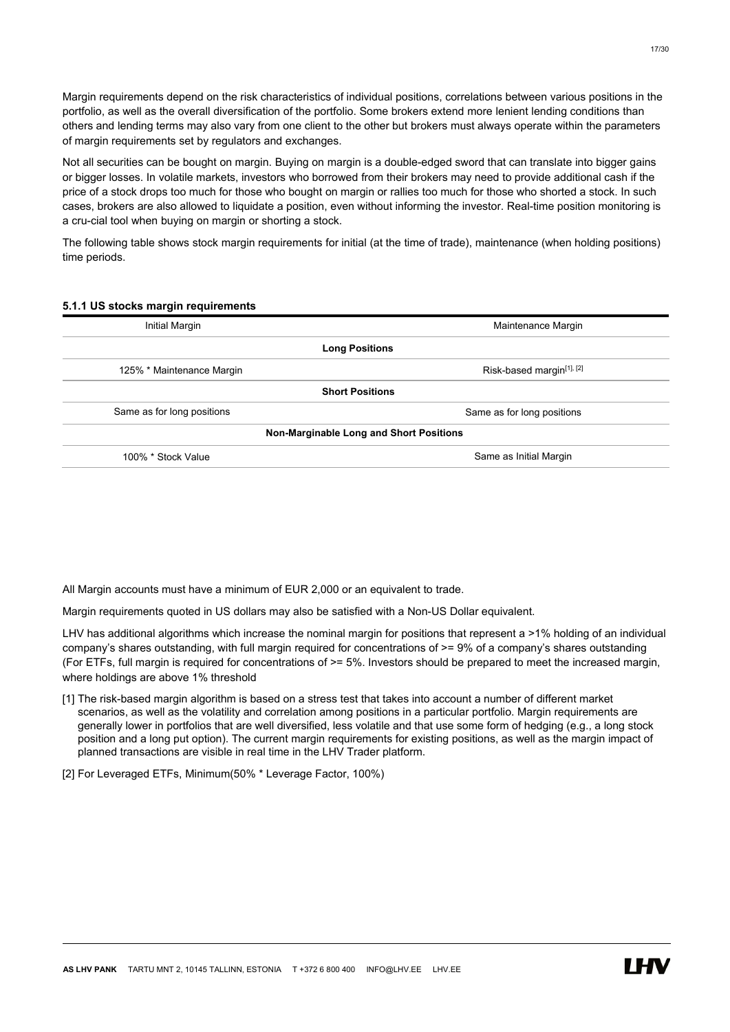Margin requirements depend on the risk characteristics of individual positions, correlations between various positions in the portfolio, as well as the overall diversification of the portfolio. Some brokers extend more lenient lending conditions than others and lending terms may also vary from one client to the other but brokers must always operate within the parameters of margin requirements set by regulators and exchanges.

Not all securities can be bought on margin. Buying on margin is a double-edged sword that can translate into bigger gains or bigger losses. In volatile markets, investors who borrowed from their brokers may need to provide additional cash if the price of a stock drops too much for those who bought on margin or rallies too much for those who shorted a stock. In such cases, brokers are also allowed to liquidate a position, even without informing the investor. Real-time position monitoring is a cru-cial tool when buying on margin or shorting a stock.

The following table shows stock margin requirements for initial (at the time of trade), maintenance (when holding positions) time periods.

#### 5.1.1 US stocks margin requirements

| Initial Margin | Maintenance Margin |
| --- | --- |
| **Long Positions** | |
| 125% * Maintenance Margin | Risk-based margin[1], [2] |
| **Short Positions** | |
| Same as for long positions | Same as for long positions |
| **Non-Marginable Long and Short Positions** | |
| 100% * Stock Value | Same as Initial Margin |

All Margin accounts must have a minimum of EUR 2,000 or an equivalent to trade.

Margin requirements quoted in US dollars may also be satisfied with a Non-US Dollar equivalent.

LHV has additional algorithms which increase the nominal margin for positions that represent a >1% holding of an individual company's shares outstanding, with full margin required for concentrations of >= 9% of a company's shares outstanding (For ETFs, full margin is required for concentrations of >= 5%. Investors should be prepared to meet the increased margin, where holdings are above 1% threshold

[1] The risk-based margin algorithm is based on a stress test that takes into account a number of different market scenarios, as well as the volatility and correlation among positions in a particular portfolio. Margin requirements are generally lower in portfolios that are well diversified, less volatile and that use some form of hedging (e.g., a long stock position and a long put option). The current margin requirements for existing positions, as well as the margin impact of planned transactions are visible in real time in the LHV Trader platform.

[2] For Leveraged ETFs, Minimum(50% * Leverage Factor, 100%)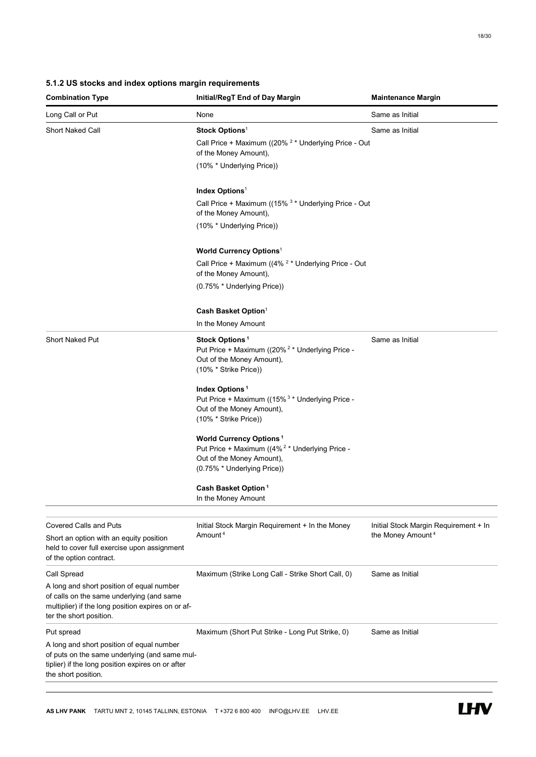### 5.1.2 US stocks and index options margin requirements

| Combination Type | Initial/RegT End of Day Margin | Maintenance Margin |
|---|---|---|
| Long Call or Put | None | Same as Initial |
| Short Naked Call | **Stock Options**[1]<br>Call Price + Maximum ((20% [2] * Underlying Price - Out of the Money Amount),<br>(10% * Underlying Price))<br><br>**Index Options**[1]<br>Call Price + Maximum ((15% [3] * Underlying Price - Out of the Money Amount),<br>(10% * Underlying Price))<br><br>**World Currency Options**[1]<br>Call Price + Maximum ((4% [2] * Underlying Price - Out of the Money Amount),<br>(0.75% * Underlying Price))<br><br>**Cash Basket Option**[1]<br>In the Money Amount | Same as Initial |
| Short Naked Put | **Stock Options** [1]<br>Put Price + Maximum ((20% [2] * Underlying Price - Out of the Money Amount),<br>(10% * Strike Price))<br><br>**Index Options** [1]<br>Put Price + Maximum ((15% [3] * Underlying Price - Out of the Money Amount),<br>(10% * Strike Price))<br><br>**World Currency Options** [1]<br>Put Price + Maximum ((4% [2] * Underlying Price - Out of the Money Amount),<br>(0.75% * Underlying Price))<br><br>**Cash Basket Option** [1]<br>In the Money Amount | Same as Initial |
| Covered Calls and Puts<br>Short an option with an equity position held to cover full exercise upon assignment of the option contract. | Initial Stock Margin Requirement + In the Money Amount[4] | Initial Stock Margin Requirement + In the Money Amount[4] |
| Call Spread<br>A long and short position of equal number of calls on the same underlying (and same multiplier) if the long position expires on or after the short position. | Maximum (Strike Long Call - Strike Short Call, 0) | Same as Initial |
| Put spread<br>A long and short position of equal number of puts on the same underlying (and same multiplier) if the long position expires on or after the short position. | Maximum (Short Put Strike - Long Put Strike, 0) | Same as Initial |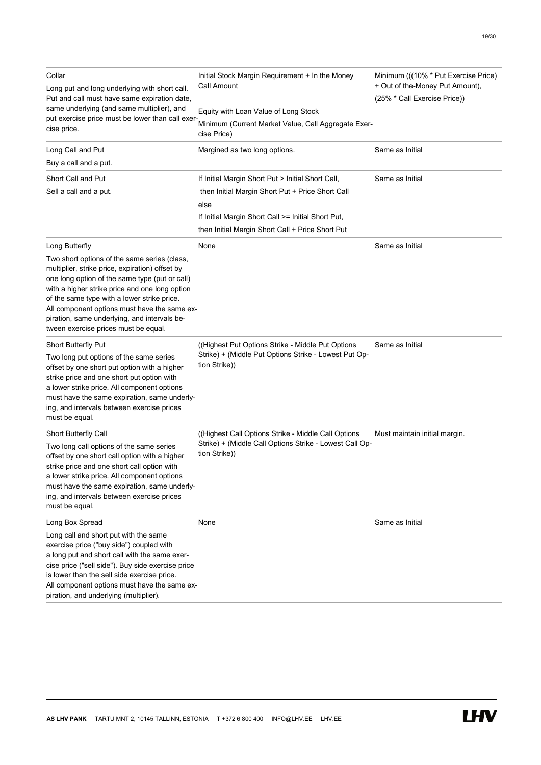| | | |
|---|---|---|
| Collar<br>Long put and long underlying with short call. Put and call must have same expiration date, same underlying (and same multiplier), and put exercise price must be lower than call exercise price. | Initial Stock Margin Requirement + In the Money Call Amount<br><br>Equity with Loan Value of Long Stock<br>Minimum (Current Market Value, Call Aggregate Exercise Price) | Minimum (((10% * Put Exercise Price) + Out of the-Money Put Amount),<br>(25% * Call Exercise Price)) |
| Long Call and Put<br>Buy a call and a put. | Margined as two long options. | Same as Initial |
| Short Call and Put<br>Sell a call and a put. | If Initial Margin Short Put > Initial Short Call,<br>then Initial Margin Short Put + Price Short Call<br>else<br>If Initial Margin Short Call >= Initial Short Put,<br>then Initial Margin Short Call + Price Short Put | Same as Initial |
| Long Butterfly<br>Two short options of the same series (class, multiplier, strike price, expiration) offset by one long option of the same type (put or call) with a higher strike price and one long option of the same type with a lower strike price. All component options must have the same expiration, same underlying, and intervals between exercise prices must be equal. | None | Same as Initial |
| Short Butterfly Put<br>Two long put options of the same series offset by one short put option with a higher strike price and one short put option with a lower strike price. All component options must have the same expiration, same underlying, and intervals between exercise prices must be equal. | ((Highest Put Options Strike - Middle Put Options Strike) + (Middle Put Options Strike - Lowest Put Option Strike)) | Same as Initial |
| Short Butterfly Call<br>Two long call options of the same series offset by one short call option with a higher strike price and one short call option with a lower strike price. All component options must have the same expiration, same underlying, and intervals between exercise prices must be equal. | ((Highest Call Options Strike - Middle Call Options Strike) + (Middle Call Options Strike - Lowest Call Option Strike)) | Must maintain initial margin. |
| Long Box Spread<br>Long call and short put with the same exercise price ("buy side") coupled with a long put and short call with the same exercise price ("sell side"). Buy side exercise price is lower than the sell side exercise price. All component options must have the same expiration, and underlying (multiplier). | None | Same as Initial |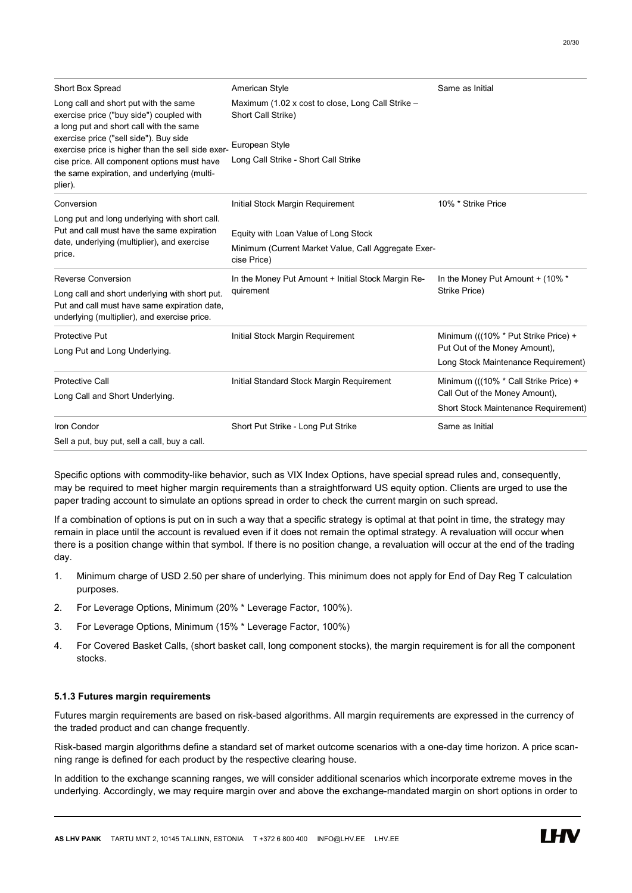| | | |
|---|---|---|
| Short Box Spread<br>Long call and short put with the same exercise price ("buy side") coupled with a long put and short call with the same exercise price ("sell side"). Buy side exercise price is higher than the sell side exercise price. All component options must have the same expiration, and underlying (multiplier). | American Style<br>Maximum (1.02 x cost to close, Long Call Strike – Short Call Strike)<br><br>European Style<br>Long Call Strike - Short Call Strike | Same as Initial |
| Conversion<br>Long put and long underlying with short call. Put and call must have the same expiration date, underlying (multiplier), and exercise price. | Initial Stock Margin Requirement<br><br>Equity with Loan Value of Long Stock<br>Minimum (Current Market Value, Call Aggregate Exercise Price) | 10% * Strike Price |
| Reverse Conversion<br>Long call and short underlying with short put. Put and call must have same expiration date, underlying (multiplier), and exercise price. | In the Money Put Amount + Initial Stock Margin Requirement | In the Money Put Amount + (10% * Strike Price) |
| Protective Put<br>Long Put and Long Underlying. | Initial Stock Margin Requirement | Minimum (((10% * Put Strike Price) + Put Out of the Money Amount),<br>Long Stock Maintenance Requirement) |
| Protective Call<br>Long Call and Short Underlying. | Initial Standard Stock Margin Requirement | Minimum (((10% * Call Strike Price) + Call Out of the Money Amount),<br>Short Stock Maintenance Requirement) |
| Iron Condor<br>Sell a put, buy put, sell a call, buy a call. | Short Put Strike - Long Put Strike | Same as Initial |

Specific options with commodity-like behavior, such as VIX Index Options, have special spread rules and, consequently, may be required to meet higher margin requirements than a straightforward US equity option. Clients are urged to use the paper trading account to simulate an options spread in order to check the current margin on such spread.

If a combination of options is put on in such a way that a specific strategy is optimal at that point in time, the strategy may remain in place until the account is revalued even if it does not remain the optimal strategy. A revaluation will occur when there is a position change within that symbol. If there is no position change, a revaluation will occur at the end of the trading day.

1. Minimum charge of USD 2.50 per share of underlying. This minimum does not apply for End of Day Reg T calculation purposes.
2. For Leverage Options, Minimum (20% * Leverage Factor, 100%).
3. For Leverage Options, Minimum (15% * Leverage Factor, 100%)
4. For Covered Basket Calls, (short basket call, long component stocks), the margin requirement is for all the component stocks.

#### 5.1.3 Futures margin requirements

Futures margin requirements are based on risk-based algorithms. All margin requirements are expressed in the currency of the traded product and can change frequently.

Risk-based margin algorithms define a standard set of market outcome scenarios with a one-day time horizon. A price scanning range is defined for each product by the respective clearing house.

In addition to the exchange scanning ranges, we will consider additional scenarios which incorporate extreme moves in the underlying. Accordingly, we may require margin over and above the exchange-mandated margin on short options in order to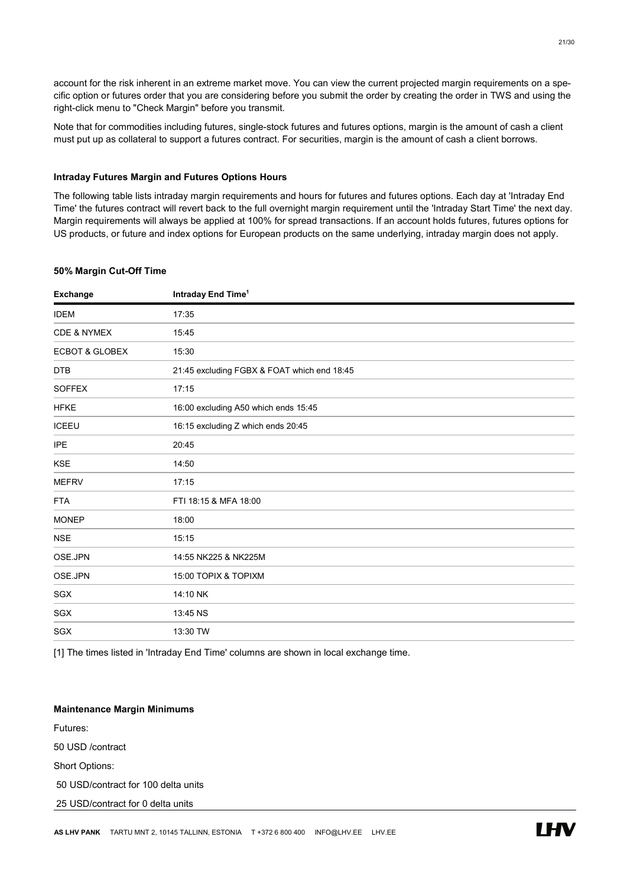account for the risk inherent in an extreme market move. You can view the current projected margin requirements on a specific option or futures order that you are considering before you submit the order by creating the order in TWS and using the right-click menu to "Check Margin" before you transmit.

Note that for commodities including futures, single-stock futures and futures options, margin is the amount of cash a client must put up as collateral to support a futures contract. For securities, margin is the amount of cash a client borrows.

**Intraday Futures Margin and Futures Options Hours**

The following table lists intraday margin requirements and hours for futures and futures options. Each day at 'Intraday End Time' the futures contract will revert back to the full overnight margin requirement until the 'Intraday Start Time' the next day. Margin requirements will always be applied at 100% for spread transactions. If an account holds futures, futures options for US products, or future and index options for European products on the same underlying, intraday margin does not apply.

**50% Margin Cut-Off Time**

| Exchange | Intraday End Time[1] |
|---|---|
| IDEM | 17:35 |
| CDE & NYMEX | 15:45 |
| ECBOT & GLOBEX | 15:30 |
| DTB | 21:45 excluding FGBX & FOAT which end 18:45 |
| SOFFEX | 17:15 |
| HFKE | 16:00 excluding A50 which ends 15:45 |
| ICEEU | 16:15 excluding Z which ends 20:45 |
| IPE | 20:45 |
| KSE | 14:50 |
| MEFRV | 17:15 |
| FTA | FTI 18:15 & MFA 18:00 |
| MONEP | 18:00 |
| NSE | 15:15 |
| OSE.JPN | 14:55 NK225 & NK225M |
| OSE.JPN | 15:00 TOPIX & TOPIXM |
| SGX | 14:10 NK |
| SGX | 13:45 NS |
| SGX | 13:30 TW |

[1] The times listed in 'Intraday End Time' columns are shown in local exchange time.

**Maintenance Margin Minimums**

Futures:

50 USD /contract

Short Options:

50 USD/contract for 100 delta units

25 USD/contract for 0 delta units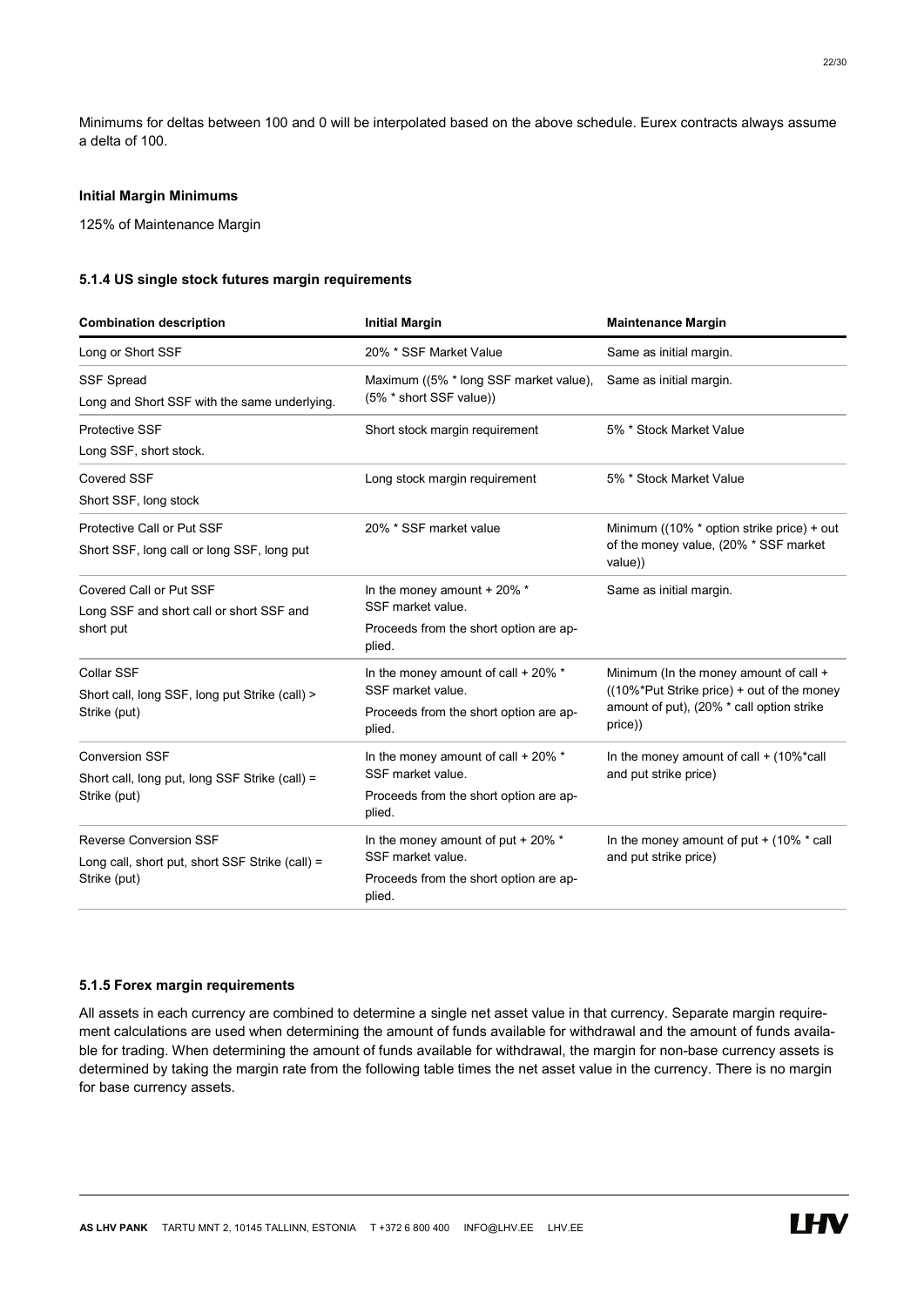Minimums for deltas between 100 and 0 will be interpolated based on the above schedule. Eurex contracts always assume a delta of 100.

**Initial Margin Minimums**

125% of Maintenance Margin

#### 5.1.4 US single stock futures margin requirements

| Combination description | Initial Margin | Maintenance Margin |
|---|---|---|
| Long or Short SSF | 20% * SSF Market Value | Same as initial margin. |
| SSF Spread<br>Long and Short SSF with the same underlying. | Maximum ((5% * long SSF market value), (5% * short SSF value)) | Same as initial margin. |
| Protective SSF<br>Long SSF, short stock. | Short stock margin requirement | 5% * Stock Market Value |
| Covered SSF<br>Short SSF, long stock | Long stock margin requirement | 5% * Stock Market Value |
| Protective Call or Put SSF<br>Short SSF, long call or long SSF, long put | 20% * SSF market value | Minimum ((10% * option strike price) + out of the money value, (20% * SSF market value)) |
| Covered Call or Put SSF<br>Long SSF and short call or short SSF and short put | In the money amount + 20% * SSF market value.<br>Proceeds from the short option are applied. | Same as initial margin. |
| Collar SSF<br>Short call, long SSF, long put Strike (call) > Strike (put) | In the money amount of call + 20% * SSF market value.<br>Proceeds from the short option are applied. | Minimum (In the money amount of call + ((10%*Put Strike price) + out of the money amount of put), (20% * call option strike price)) |
| Conversion SSF<br>Short call, long put, long SSF Strike (call) = Strike (put) | In the money amount of call + 20% * SSF market value.<br>Proceeds from the short option are applied. | In the money amount of call + (10%*call and put strike price) |
| Reverse Conversion SSF<br>Long call, short put, short SSF Strike (call) = Strike (put) | In the money amount of put + 20% * SSF market value.<br>Proceeds from the short option are applied. | In the money amount of put + (10% * call and put strike price) |

#### 5.1.5 Forex margin requirements

All assets in each currency are combined to determine a single net asset value in that currency. Separate margin requirement calculations are used when determining the amount of funds available for withdrawal and the amount of funds available for trading. When determining the amount of funds available for withdrawal, the margin for non-base currency assets is determined by taking the margin rate from the following table times the net asset value in the currency. There is no margin for base currency assets.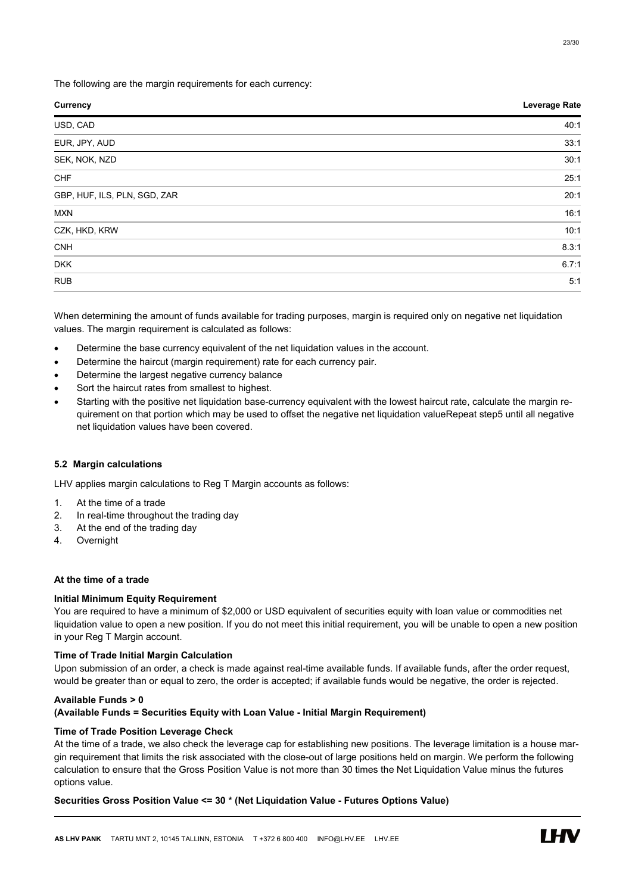The following are the margin requirements for each currency:

| Currency | Leverage Rate |
|---|---|
| USD, CAD | 40:1 |
| EUR, JPY, AUD | 33:1 |
| SEK, NOK, NZD | 30:1 |
| CHF | 25:1 |
| GBP, HUF, ILS, PLN, SGD, ZAR | 20:1 |
| MXN | 16:1 |
| CZK, HKD, KRW | 10:1 |
| CNH | 8.3:1 |
| DKK | 6.7:1 |
| RUB | 5:1 |

When determining the amount of funds available for trading purposes, margin is required only on negative net liquidation values. The margin requirement is calculated as follows:

- Determine the base currency equivalent of the net liquidation values in the account.
- Determine the haircut (margin requirement) rate for each currency pair.
- Determine the largest negative currency balance
- Sort the haircut rates from smallest to highest.
- Starting with the positive net liquidation base-currency equivalent with the lowest haircut rate, calculate the margin requirement on that portion which may be used to offset the negative net liquidation valueRepeat step5 until all negative net liquidation values have been covered.

### 5.2 Margin calculations

LHV applies margin calculations to Reg T Margin accounts as follows:

1. At the time of a trade
2. In real-time throughout the trading day
3. At the end of the trading day
4. Overnight

#### At the time of a trade

**Initial Minimum Equity Requirement**

You are required to have a minimum of $2,000 or USD equivalent of securities equity with loan value or commodities net liquidation value to open a new position. If you do not meet this initial requirement, you will be unable to open a new position in your Reg T Margin account.

**Time of Trade Initial Margin Calculation**

Upon submission of an order, a check is made against real-time available funds. If available funds, after the order request, would be greater than or equal to zero, the order is accepted; if available funds would be negative, the order is rejected.

**Available Funds > 0**
**(Available Funds = Securities Equity with Loan Value - Initial Margin Requirement)**

**Time of Trade Position Leverage Check**

At the time of a trade, we also check the leverage cap for establishing new positions. The leverage limitation is a house margin requirement that limits the risk associated with the close-out of large positions held on margin. We perform the following calculation to ensure that the Gross Position Value is not more than 30 times the Net Liquidation Value minus the futures options value.

**Securities Gross Position Value <= 30 * (Net Liquidation Value - Futures Options Value)**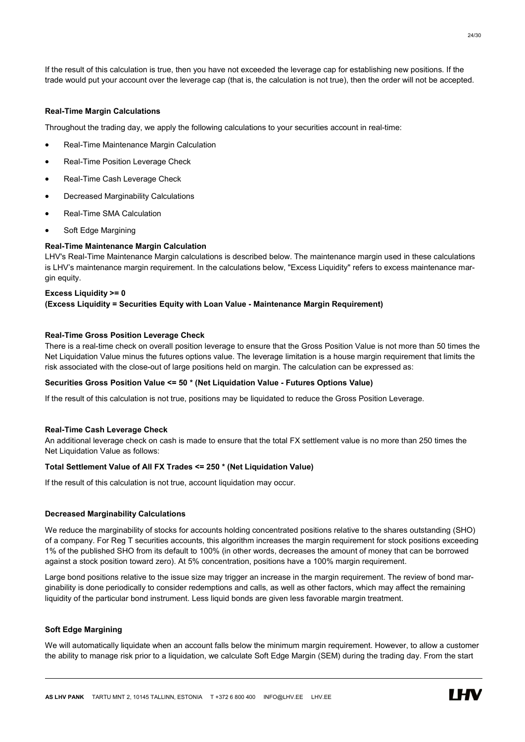If the result of this calculation is true, then you have not exceeded the leverage cap for establishing new positions. If the trade would put your account over the leverage cap (that is, the calculation is not true), then the order will not be accepted.

**Real-Time Margin Calculations**

Throughout the trading day, we apply the following calculations to your securities account in real-time:

- Real-Time Maintenance Margin Calculation
- Real-Time Position Leverage Check
- Real-Time Cash Leverage Check
- Decreased Marginability Calculations
- Real-Time SMA Calculation
- Soft Edge Margining

**Real-Time Maintenance Margin Calculation**

LHV's Real-Time Maintenance Margin calculations is described below. The maintenance margin used in these calculations is LHV's maintenance margin requirement. In the calculations below, "Excess Liquidity" refers to excess maintenance margin equity.

**Excess Liquidity >= 0**
**(Excess Liquidity = Securities Equity with Loan Value - Maintenance Margin Requirement)**

**Real-Time Gross Position Leverage Check**

There is a real-time check on overall position leverage to ensure that the Gross Position Value is not more than 50 times the Net Liquidation Value minus the futures options value. The leverage limitation is a house margin requirement that limits the risk associated with the close-out of large positions held on margin. The calculation can be expressed as:

**Securities Gross Position Value <= 50 * (Net Liquidation Value - Futures Options Value)**

If the result of this calculation is not true, positions may be liquidated to reduce the Gross Position Leverage.

**Real-Time Cash Leverage Check**

An additional leverage check on cash is made to ensure that the total FX settlement value is no more than 250 times the Net Liquidation Value as follows:

**Total Settlement Value of All FX Trades <= 250 * (Net Liquidation Value)**

If the result of this calculation is not true, account liquidation may occur.

**Decreased Marginability Calculations**

We reduce the marginability of stocks for accounts holding concentrated positions relative to the shares outstanding (SHO) of a company. For Reg T securities accounts, this algorithm increases the margin requirement for stock positions exceeding 1% of the published SHO from its default to 100% (in other words, decreases the amount of money that can be borrowed against a stock position toward zero). At 5% concentration, positions have a 100% margin requirement.

Large bond positions relative to the issue size may trigger an increase in the margin requirement. The review of bond marginability is done periodically to consider redemptions and calls, as well as other factors, which may affect the remaining liquidity of the particular bond instrument. Less liquid bonds are given less favorable margin treatment.

**Soft Edge Margining**

We will automatically liquidate when an account falls below the minimum margin requirement. However, to allow a customer the ability to manage risk prior to a liquidation, we calculate Soft Edge Margin (SEM) during the trading day. From the start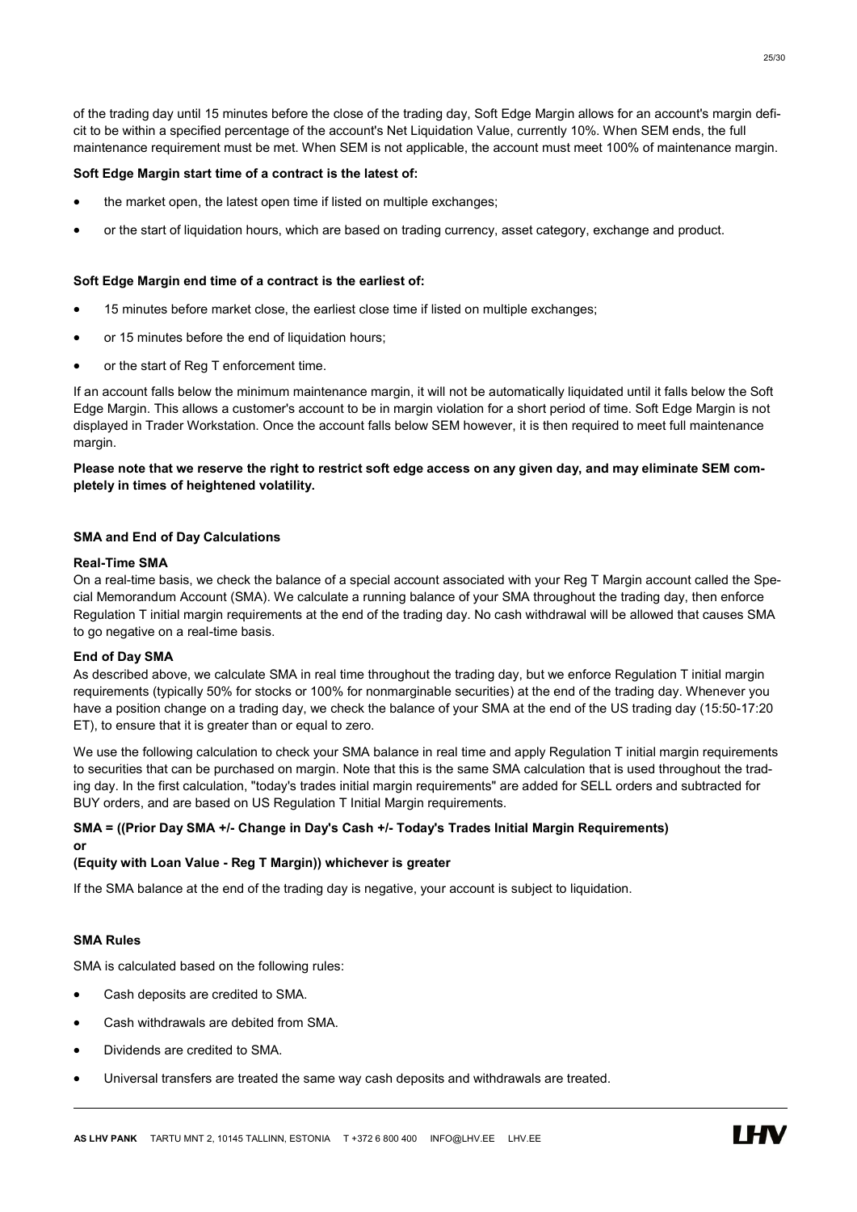of the trading day until 15 minutes before the close of the trading day, Soft Edge Margin allows for an account's margin deficit to be within a specified percentage of the account's Net Liquidation Value, currently 10%. When SEM ends, the full maintenance requirement must be met. When SEM is not applicable, the account must meet 100% of maintenance margin.

**Soft Edge Margin start time of a contract is the latest of:**

- the market open, the latest open time if listed on multiple exchanges;
- or the start of liquidation hours, which are based on trading currency, asset category, exchange and product.

**Soft Edge Margin end time of a contract is the earliest of:**

- 15 minutes before market close, the earliest close time if listed on multiple exchanges;
- or 15 minutes before the end of liquidation hours;
- or the start of Reg T enforcement time.

If an account falls below the minimum maintenance margin, it will not be automatically liquidated until it falls below the Soft Edge Margin. This allows a customer's account to be in margin violation for a short period of time. Soft Edge Margin is not displayed in Trader Workstation. Once the account falls below SEM however, it is then required to meet full maintenance margin.

**Please note that we reserve the right to restrict soft edge access on any given day, and may eliminate SEM completely in times of heightened volatility.**

**SMA and End of Day Calculations**

**Real-Time SMA**

On a real-time basis, we check the balance of a special account associated with your Reg T Margin account called the Special Memorandum Account (SMA). We calculate a running balance of your SMA throughout the trading day, then enforce Regulation T initial margin requirements at the end of the trading day. No cash withdrawal will be allowed that causes SMA to go negative on a real-time basis.

**End of Day SMA**

As described above, we calculate SMA in real time throughout the trading day, but we enforce Regulation T initial margin requirements (typically 50% for stocks or 100% for nonmarginable securities) at the end of the trading day. Whenever you have a position change on a trading day, we check the balance of your SMA at the end of the US trading day (15:50-17:20 ET), to ensure that it is greater than or equal to zero.

We use the following calculation to check your SMA balance in real time and apply Regulation T initial margin requirements to securities that can be purchased on margin. Note that this is the same SMA calculation that is used throughout the trading day. In the first calculation, "today's trades initial margin requirements" are added for SELL orders and subtracted for BUY orders, and are based on US Regulation T Initial Margin requirements.

**SMA = ((Prior Day SMA +/- Change in Day's Cash +/- Today's Trades Initial Margin Requirements)**
**or**
**(Equity with Loan Value - Reg T Margin)) whichever is greater**

If the SMA balance at the end of the trading day is negative, your account is subject to liquidation.

**SMA Rules**

SMA is calculated based on the following rules:

- Cash deposits are credited to SMA.
- Cash withdrawals are debited from SMA.
- Dividends are credited to SMA.
- Universal transfers are treated the same way cash deposits and withdrawals are treated.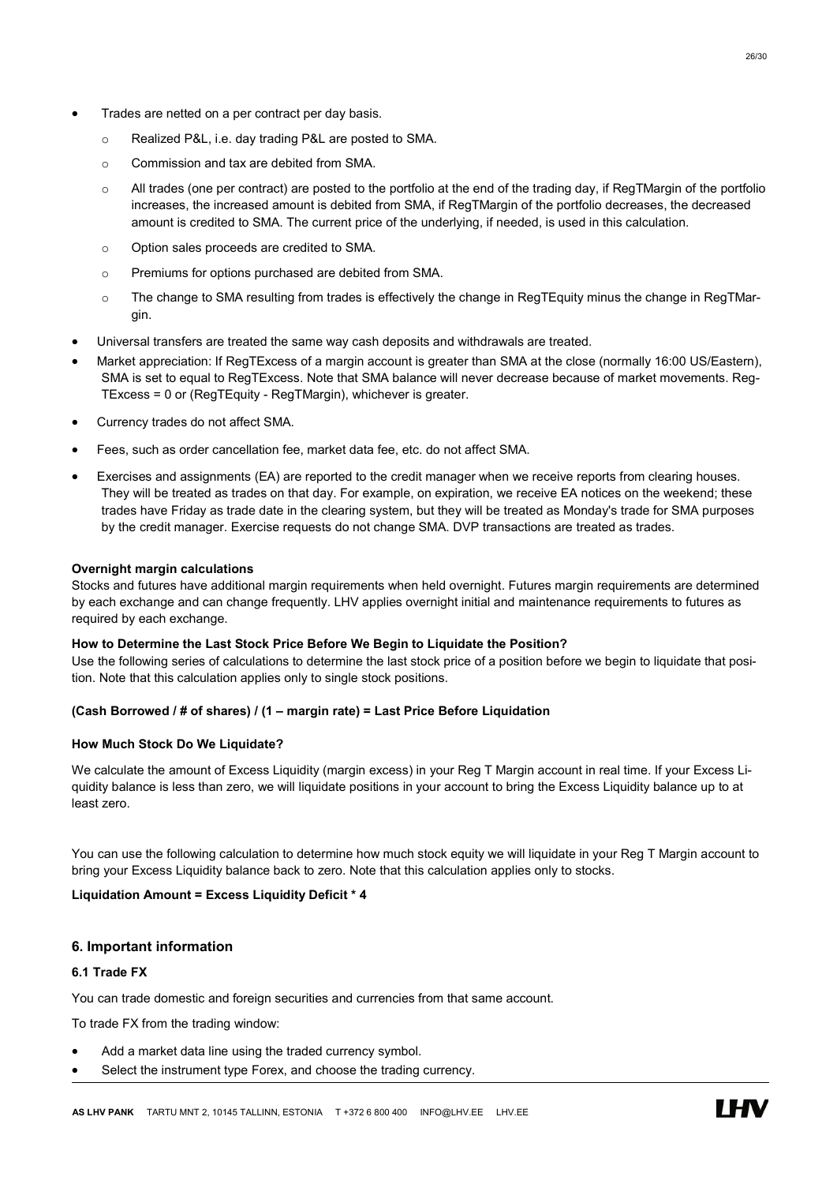- Trades are netted on a per contract per day basis.
  - Realized P&L, i.e. day trading P&L are posted to SMA.
  - Commission and tax are debited from SMA.
  - All trades (one per contract) are posted to the portfolio at the end of the trading day, if RegTMargin of the portfolio increases, the increased amount is debited from SMA, if RegTMargin of the portfolio decreases, the decreased amount is credited to SMA. The current price of the underlying, if needed, is used in this calculation.
  - Option sales proceeds are credited to SMA.
  - Premiums for options purchased are debited from SMA.
  - The change to SMA resulting from trades is effectively the change in RegTEquity minus the change in RegTMargin.
- Universal transfers are treated the same way cash deposits and withdrawals are treated.
- Market appreciation: If RegTExcess of a margin account is greater than SMA at the close (normally 16:00 US/Eastern), SMA is set to equal to RegTExcess. Note that SMA balance will never decrease because of market movements. RegTExcess = 0 or (RegTEquity - RegTMargin), whichever is greater.
- Currency trades do not affect SMA.
- Fees, such as order cancellation fee, market data fee, etc. do not affect SMA.
- Exercises and assignments (EA) are reported to the credit manager when we receive reports from clearing houses. They will be treated as trades on that day. For example, on expiration, we receive EA notices on the weekend; these trades have Friday as trade date in the clearing system, but they will be treated as Monday's trade for SMA purposes by the credit manager. Exercise requests do not change SMA. DVP transactions are treated as trades.

**Overnight margin calculations**

Stocks and futures have additional margin requirements when held overnight. Futures margin requirements are determined by each exchange and can change frequently. LHV applies overnight initial and maintenance requirements to futures as required by each exchange.

**How to Determine the Last Stock Price Before We Begin to Liquidate the Position?**

Use the following series of calculations to determine the last stock price of a position before we begin to liquidate that position. Note that this calculation applies only to single stock positions.

**(Cash Borrowed / # of shares) / (1 – margin rate) = Last Price Before Liquidation**

**How Much Stock Do We Liquidate?**

We calculate the amount of Excess Liquidity (margin excess) in your Reg T Margin account in real time. If your Excess Liquidity balance is less than zero, we will liquidate positions in your account to bring the Excess Liquidity balance up to at least zero.

You can use the following calculation to determine how much stock equity we will liquidate in your Reg T Margin account to bring your Excess Liquidity balance back to zero. Note that this calculation applies only to stocks.

**Liquidation Amount = Excess Liquidity Deficit * 4**

## 6. Important information

### 6.1 Trade FX

You can trade domestic and foreign securities and currencies from that same account.

To trade FX from the trading window:

- Add a market data line using the traded currency symbol.
- Select the instrument type Forex, and choose the trading currency.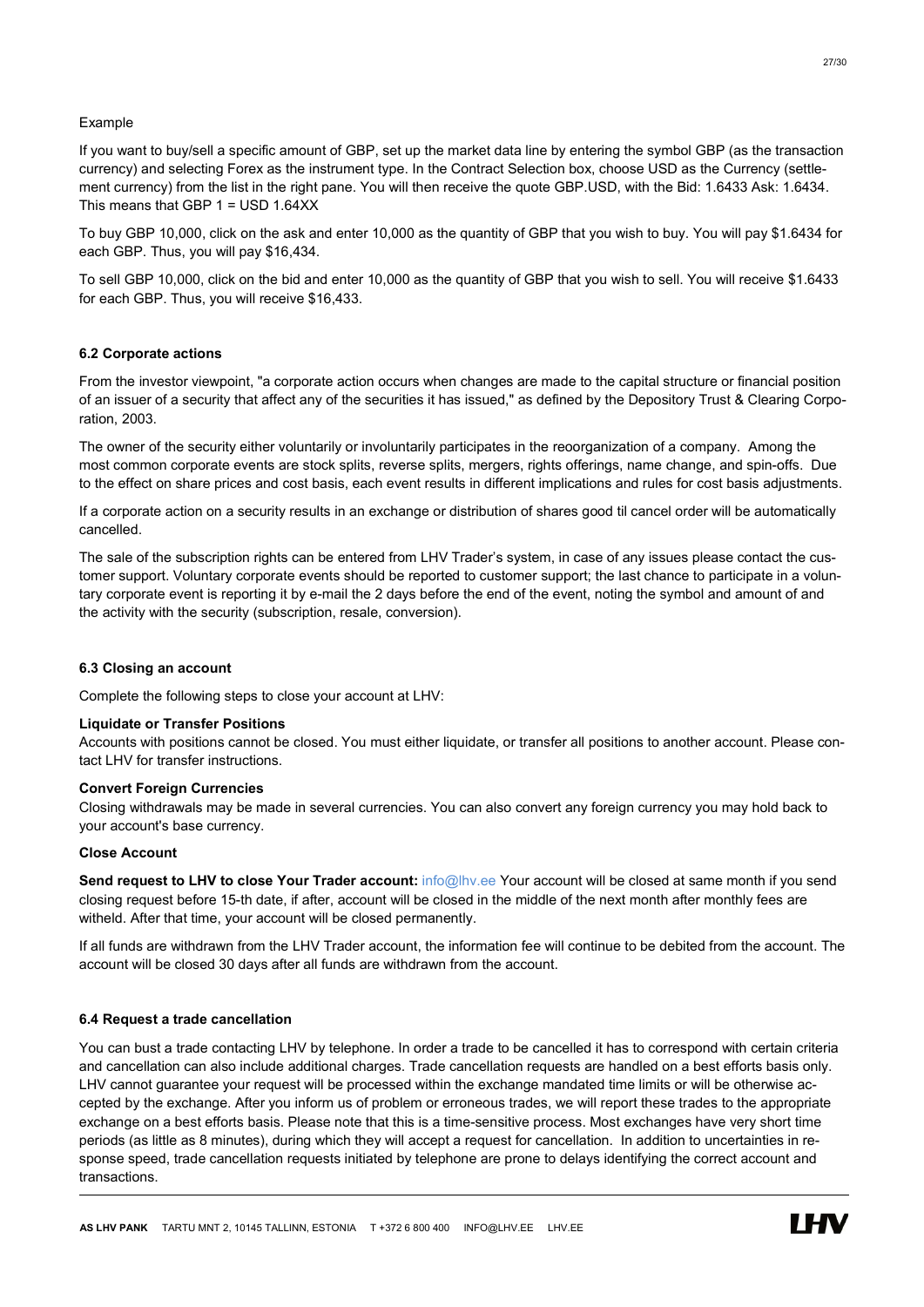Example

If you want to buy/sell a specific amount of GBP, set up the market data line by entering the symbol GBP (as the transaction currency) and selecting Forex as the instrument type. In the Contract Selection box, choose USD as the Currency (settlement currency) from the list in the right pane. You will then receive the quote GBP.USD, with the Bid: 1.6433 Ask: 1.6434. This means that GBP 1 = USD 1.64XX

To buy GBP 10,000, click on the ask and enter 10,000 as the quantity of GBP that you wish to buy. You will pay $1.6434 for each GBP. Thus, you will pay $16,434.

To sell GBP 10,000, click on the bid and enter 10,000 as the quantity of GBP that you wish to sell. You will receive $1.6433 for each GBP. Thus, you will receive $16,433.

### 6.2 Corporate actions

From the investor viewpoint, "a corporate action occurs when changes are made to the capital structure or financial position of an issuer of a security that affect any of the securities it has issued," as defined by the Depository Trust & Clearing Corporation, 2003.

The owner of the security either voluntarily or involuntarily participates in the reorganization of a company. Among the most common corporate events are stock splits, reverse splits, mergers, rights offerings, name change, and spin-offs. Due to the effect on share prices and cost basis, each event results in different implications and rules for cost basis adjustments.

If a corporate action on a security results in an exchange or distribution of shares good til cancel order will be automatically cancelled.

The sale of the subscription rights can be entered from LHV Trader's system, in case of any issues please contact the customer support. Voluntary corporate events should be reported to customer support; the last chance to participate in a voluntary corporate event is reporting it by e-mail the 2 days before the end of the event, noting the symbol and amount of and the activity with the security (subscription, resale, conversion).

### 6.3 Closing an account

Complete the following steps to close your account at LHV:

**Liquidate or Transfer Positions**
Accounts with positions cannot be closed. You must either liquidate, or transfer all positions to another account. Please contact LHV for transfer instructions.

**Convert Foreign Currencies**
Closing withdrawals may be made in several currencies. You can also convert any foreign currency you may hold back to your account's base currency.

**Close Account**

**Send request to LHV to close Your Trader account:** info@lhv.ee Your account will be closed at same month if you send closing request before 15-th date, if after, account will be closed in the middle of the next month after monthly fees are witheld. After that time, your account will be closed permanently.

If all funds are withdrawn from the LHV Trader account, the information fee will continue to be debited from the account. The account will be closed 30 days after all funds are withdrawn from the account.

### 6.4 Request a trade cancellation

You can bust a trade contacting LHV by telephone. In order a trade to be cancelled it has to correspond with certain criteria and cancellation can also include additional charges. Trade cancellation requests are handled on a best efforts basis only. LHV cannot guarantee your request will be processed within the exchange mandated time limits or will be otherwise accepted by the exchange. After you inform us of problem or erroneous trades, we will report these trades to the appropriate exchange on a best efforts basis. Please note that this is a time-sensitive process. Most exchanges have very short time periods (as little as 8 minutes), during which they will accept a request for cancellation. In addition to uncertainties in response speed, trade cancellation requests initiated by telephone are prone to delays identifying the correct account and transactions.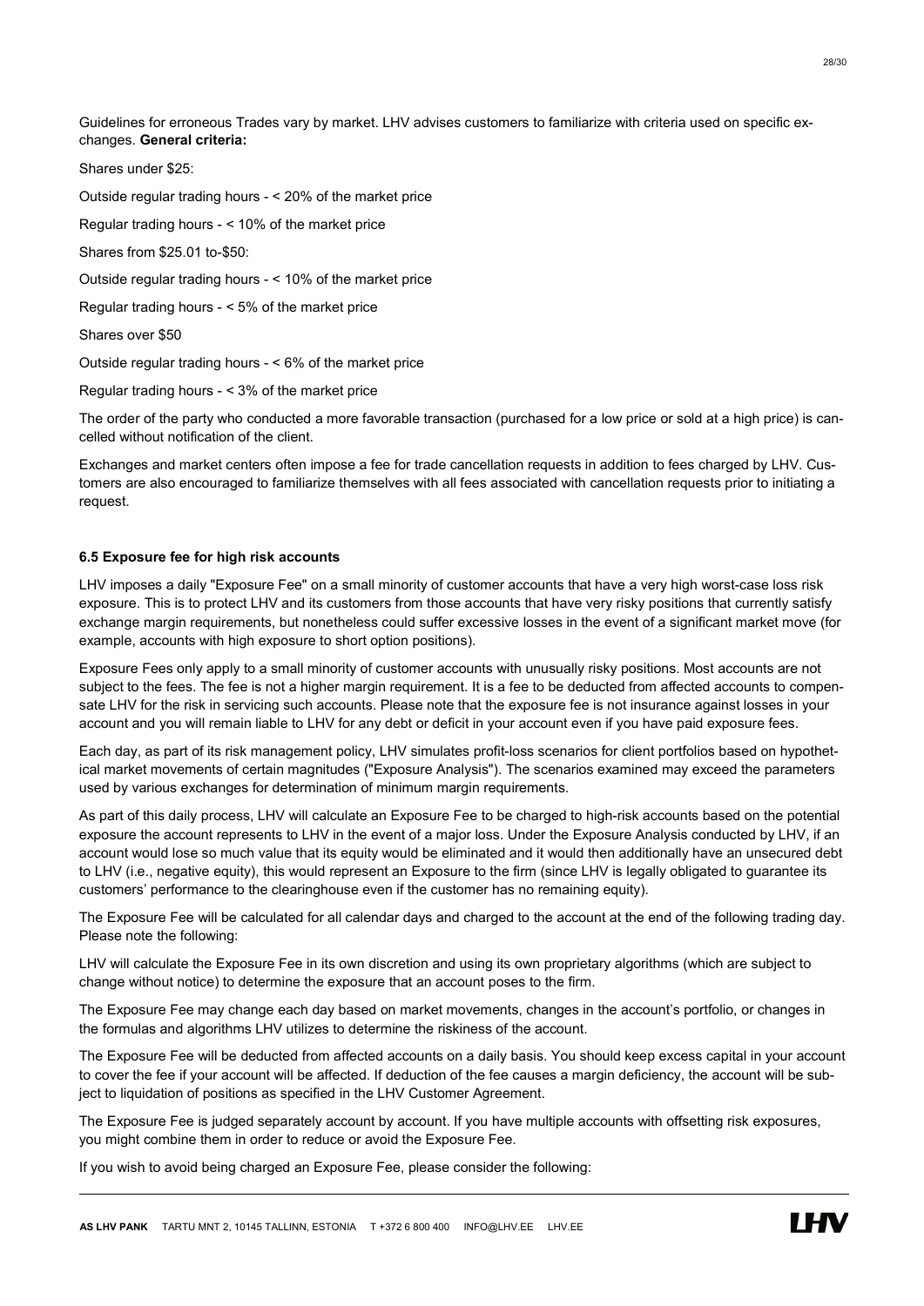Guidelines for erroneous Trades vary by market. LHV advises customers to familiarize with criteria used on specific exchanges. **General criteria:**

Shares under $25:

Outside regular trading hours - < 20% of the market price

Regular trading hours - < 10% of the market price

Shares from $25.01 to-$50:

Outside regular trading hours - < 10% of the market price

Regular trading hours - < 5% of the market price

Shares over $50

Outside regular trading hours - < 6% of the market price

Regular trading hours - < 3% of the market price

The order of the party who conducted a more favorable transaction (purchased for a low price or sold at a high price) is cancelled without notification of the client.

Exchanges and market centers often impose a fee for trade cancellation requests in addition to fees charged by LHV. Customers are also encouraged to familiarize themselves with all fees associated with cancellation requests prior to initiating a request.

#### 6.5 Exposure fee for high risk accounts

LHV imposes a daily "Exposure Fee" on a small minority of customer accounts that have a very high worst-case loss risk exposure. This is to protect LHV and its customers from those accounts that have very risky positions that currently satisfy exchange margin requirements, but nonetheless could suffer excessive losses in the event of a significant market move (for example, accounts with high exposure to short option positions).

Exposure Fees only apply to a small minority of customer accounts with unusually risky positions. Most accounts are not subject to the fees. The fee is not a higher margin requirement. It is a fee to be deducted from affected accounts to compensate LHV for the risk in servicing such accounts. Please note that the exposure fee is not insurance against losses in your account and you will remain liable to LHV for any debt or deficit in your account even if you have paid exposure fees.

Each day, as part of its risk management policy, LHV simulates profit-loss scenarios for client portfolios based on hypothetical market movements of certain magnitudes ("Exposure Analysis"). The scenarios examined may exceed the parameters used by various exchanges for determination of minimum margin requirements.

As part of this daily process, LHV will calculate an Exposure Fee to be charged to high-risk accounts based on the potential exposure the account represents to LHV in the event of a major loss. Under the Exposure Analysis conducted by LHV, if an account would lose so much value that its equity would be eliminated and it would then additionally have an unsecured debt to LHV (i.e., negative equity), this would represent an Exposure to the firm (since LHV is legally obligated to guarantee its customers' performance to the clearinghouse even if the customer has no remaining equity).

The Exposure Fee will be calculated for all calendar days and charged to the account at the end of the following trading day. Please note the following:

LHV will calculate the Exposure Fee in its own discretion and using its own proprietary algorithms (which are subject to change without notice) to determine the exposure that an account poses to the firm.

The Exposure Fee may change each day based on market movements, changes in the account's portfolio, or changes in the formulas and algorithms LHV utilizes to determine the riskiness of the account.

The Exposure Fee will be deducted from affected accounts on a daily basis. You should keep excess capital in your account to cover the fee if your account will be affected. If deduction of the fee causes a margin deficiency, the account will be subject to liquidation of positions as specified in the LHV Customer Agreement.

The Exposure Fee is judged separately account by account. If you have multiple accounts with offsetting risk exposures, you might combine them in order to reduce or avoid the Exposure Fee.

If you wish to avoid being charged an Exposure Fee, please consider the following: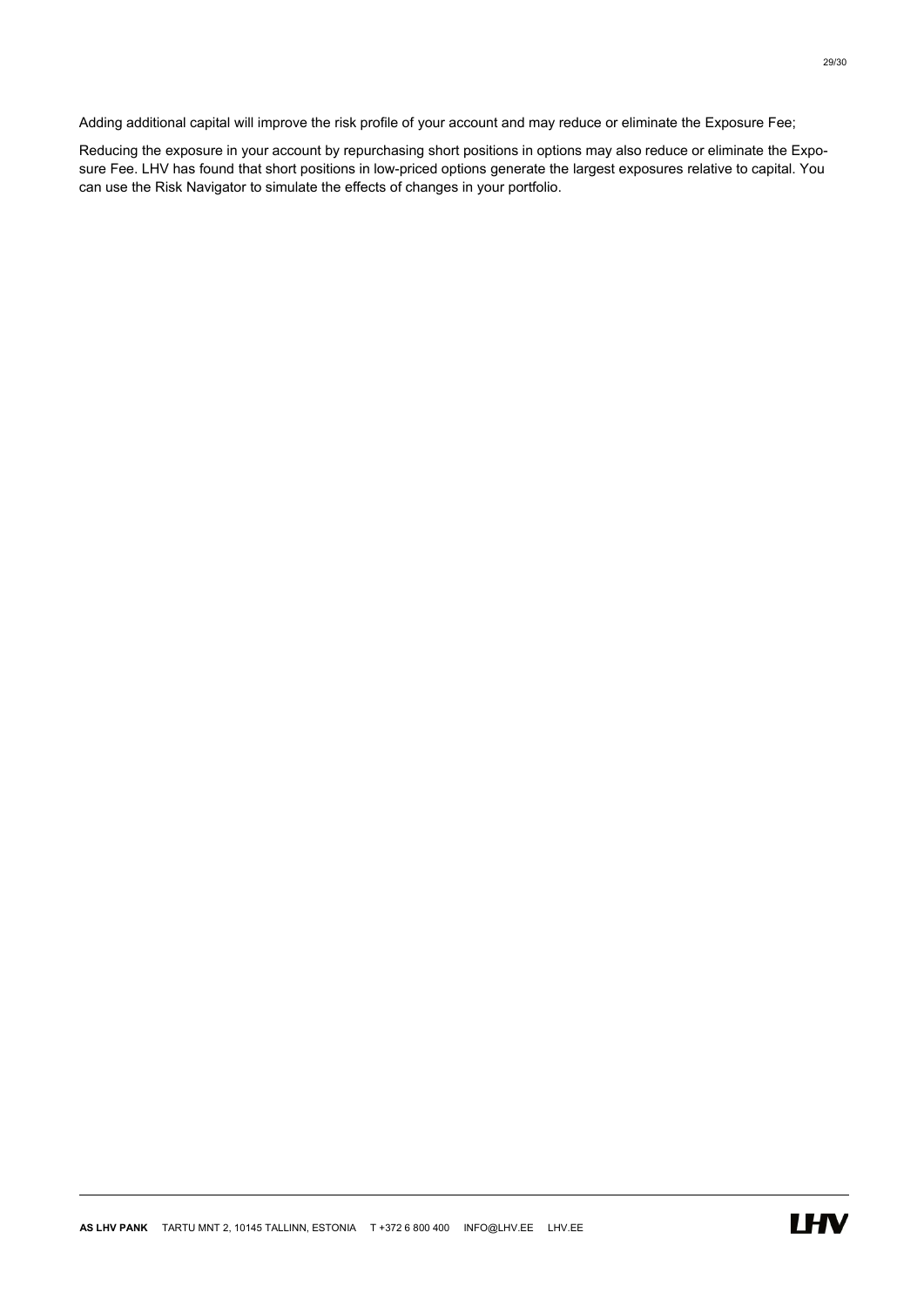Adding additional capital will improve the risk profile of your account and may reduce or eliminate the Exposure Fee;

Reducing the exposure in your account by repurchasing short positions in options may also reduce or eliminate the Exposure Fee. LHV has found that short positions in low-priced options generate the largest exposures relative to capital. You can use the Risk Navigator to simulate the effects of changes in your portfolio.